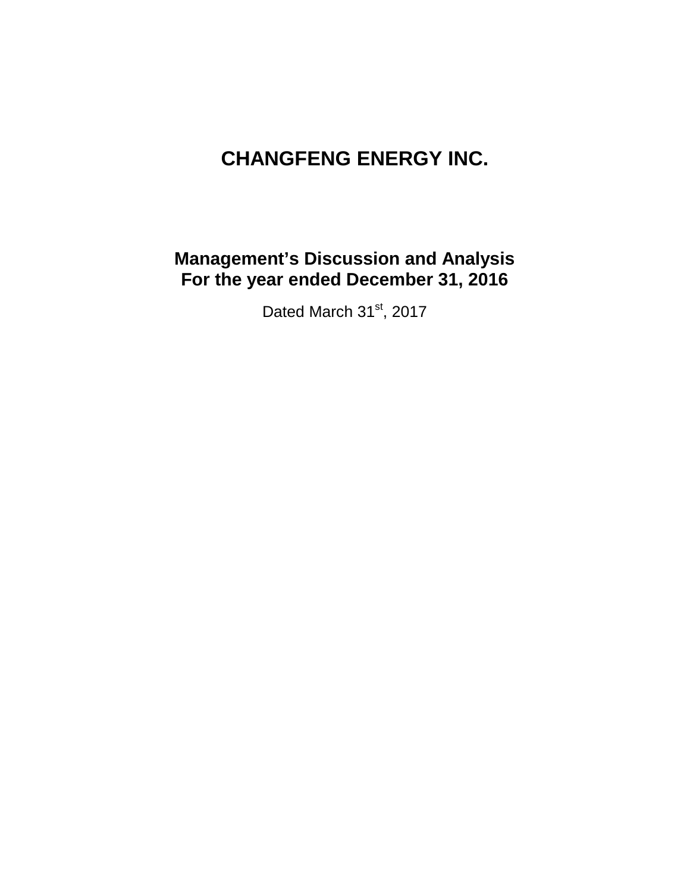# CHANGFENG ENERGY INC.

## Management's Discussion and Analysis
## For the year ended December 31, 2016

Dated March 31st, 2017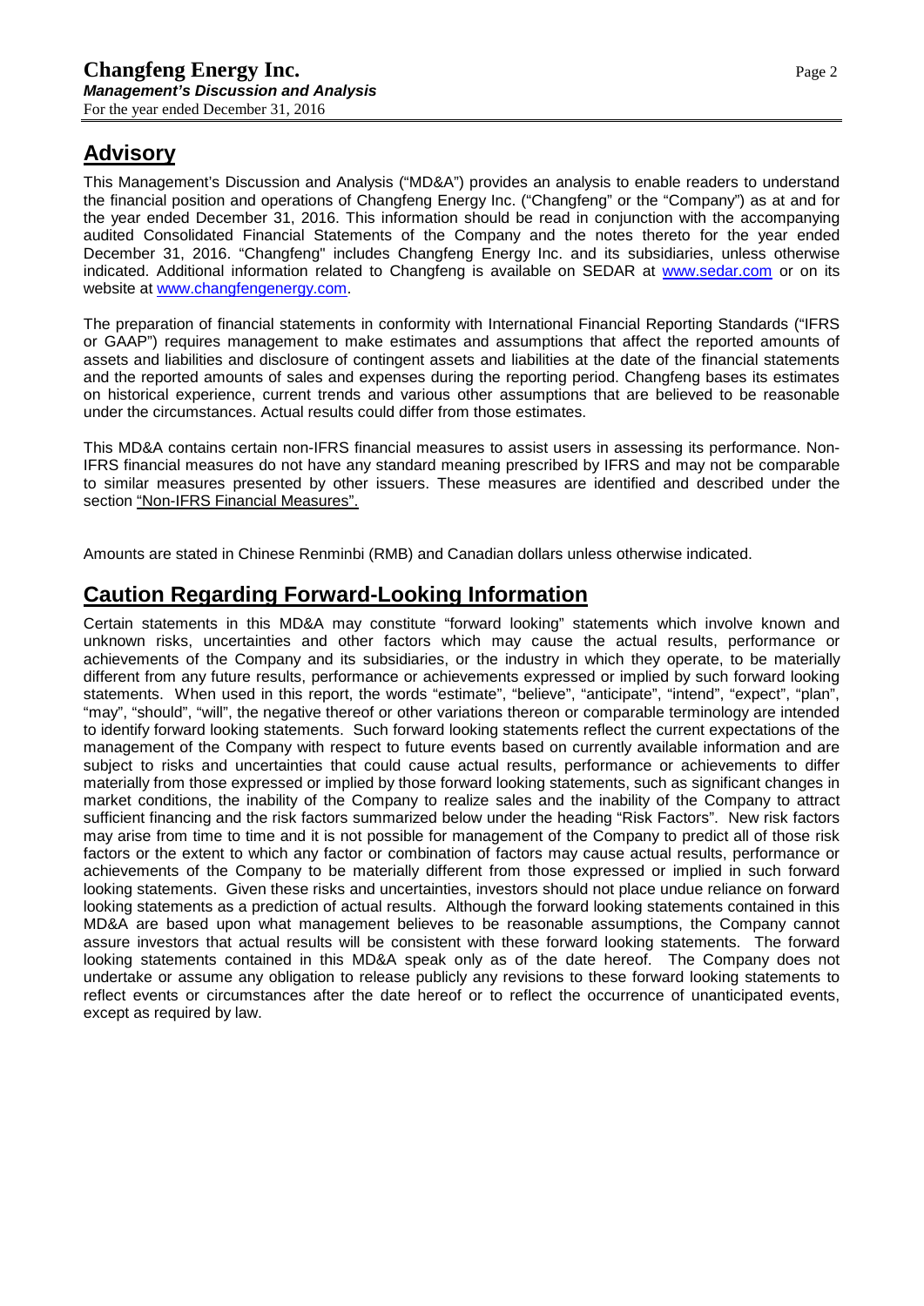## Advisory

This Management's Discussion and Analysis ("MD&A") provides an analysis to enable readers to understand the financial position and operations of Changfeng Energy Inc. ("Changfeng" or the "Company") as at and for the year ended December 31, 2016. This information should be read in conjunction with the accompanying audited Consolidated Financial Statements of the Company and the notes thereto for the year ended December 31, 2016. "Changfeng" includes Changfeng Energy Inc. and its subsidiaries, unless otherwise indicated. Additional information related to Changfeng is available on SEDAR at www.sedar.com or on its website at www.changfengenergy.com.

The preparation of financial statements in conformity with International Financial Reporting Standards ("IFRS or GAAP") requires management to make estimates and assumptions that affect the reported amounts of assets and liabilities and disclosure of contingent assets and liabilities at the date of the financial statements and the reported amounts of sales and expenses during the reporting period. Changfeng bases its estimates on historical experience, current trends and various other assumptions that are believed to be reasonable under the circumstances. Actual results could differ from those estimates.

This MD&A contains certain non-IFRS financial measures to assist users in assessing its performance. Non-IFRS financial measures do not have any standard meaning prescribed by IFRS and may not be comparable to similar measures presented by other issuers. These measures are identified and described under the section "Non-IFRS Financial Measures".

Amounts are stated in Chinese Renminbi (RMB) and Canadian dollars unless otherwise indicated.

## Caution Regarding Forward-Looking Information

Certain statements in this MD&A may constitute "forward looking" statements which involve known and unknown risks, uncertainties and other factors which may cause the actual results, performance or achievements of the Company and its subsidiaries, or the industry in which they operate, to be materially different from any future results, performance or achievements expressed or implied by such forward looking statements. When used in this report, the words "estimate", "believe", "anticipate", "intend", "expect", "plan", "may", "should", "will", the negative thereof or other variations thereon or comparable terminology are intended to identify forward looking statements. Such forward looking statements reflect the current expectations of the management of the Company with respect to future events based on currently available information and are subject to risks and uncertainties that could cause actual results, performance or achievements to differ materially from those expressed or implied by those forward looking statements, such as significant changes in market conditions, the inability of the Company to realize sales and the inability of the Company to attract sufficient financing and the risk factors summarized below under the heading "Risk Factors". New risk factors may arise from time to time and it is not possible for management of the Company to predict all of those risk factors or the extent to which any factor or combination of factors may cause actual results, performance or achievements of the Company to be materially different from those expressed or implied in such forward looking statements. Given these risks and uncertainties, investors should not place undue reliance on forward looking statements as a prediction of actual results. Although the forward looking statements contained in this MD&A are based upon what management believes to be reasonable assumptions, the Company cannot assure investors that actual results will be consistent with these forward looking statements. The forward looking statements contained in this MD&A speak only as of the date hereof. The Company does not undertake or assume any obligation to release publicly any revisions to these forward looking statements to reflect events or circumstances after the date hereof or to reflect the occurrence of unanticipated events, except as required by law.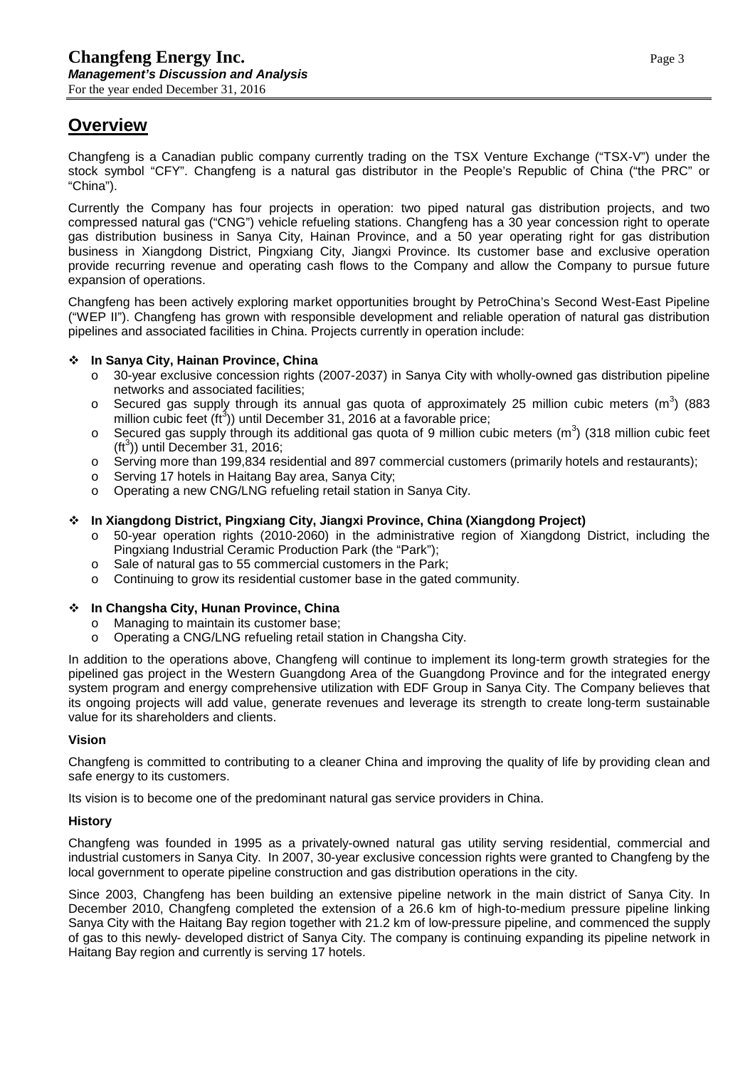## Overview

Changfeng is a Canadian public company currently trading on the TSX Venture Exchange ("TSX-V") under the stock symbol "CFY". Changfeng is a natural gas distributor in the People's Republic of China ("the PRC" or "China").

Currently the Company has four projects in operation: two piped natural gas distribution projects, and two compressed natural gas ("CNG") vehicle refueling stations. Changfeng has a 30 year concession right to operate gas distribution business in Sanya City, Hainan Province, and a 50 year operating right for gas distribution business in Xiangdong District, Pingxiang City, Jiangxi Province. Its customer base and exclusive operation provide recurring revenue and operating cash flows to the Company and allow the Company to pursue future expansion of operations.

Changfeng has been actively exploring market opportunities brought by PetroChina's Second West-East Pipeline ("WEP II"). Changfeng has grown with responsible development and reliable operation of natural gas distribution pipelines and associated facilities in China. Projects currently in operation include:

- **In Sanya City, Hainan Province, China**
  - 30-year exclusive concession rights (2007-2037) in Sanya City with wholly-owned gas distribution pipeline networks and associated facilities;
  - Secured gas supply through its annual gas quota of approximately 25 million cubic meters ($m^3$) (883 million cubic feet ($ft^3$)) until December 31, 2016 at a favorable price;
  - Secured gas supply through its additional gas quota of 9 million cubic meters ($m^3$) (318 million cubic feet ($ft^3$)) until December 31, 2016;
  - Serving more than 199,834 residential and 897 commercial customers (primarily hotels and restaurants);
  - Serving 17 hotels in Haitang Bay area, Sanya City;
  - Operating a new CNG/LNG refueling retail station in Sanya City.

- **In Xiangdong District, Pingxiang City, Jiangxi Province, China (Xiangdong Project)**
  - 50-year operation rights (2010-2060) in the administrative region of Xiangdong District, including the Pingxiang Industrial Ceramic Production Park (the "Park");
  - Sale of natural gas to 55 commercial customers in the Park;
  - Continuing to grow its residential customer base in the gated community.

- **In Changsha City, Hunan Province, China**
  - Managing to maintain its customer base;
  - Operating a CNG/LNG refueling retail station in Changsha City.

In addition to the operations above, Changfeng will continue to implement its long-term growth strategies for the pipelined gas project in the Western Guangdong Area of the Guangdong Province and for the integrated energy system program and energy comprehensive utilization with EDF Group in Sanya City. The Company believes that its ongoing projects will add value, generate revenues and leverage its strength to create long-term sustainable value for its shareholders and clients.

### Vision

Changfeng is committed to contributing to a cleaner China and improving the quality of life by providing clean and safe energy to its customers.

Its vision is to become one of the predominant natural gas service providers in China.

### History

Changfeng was founded in 1995 as a privately-owned natural gas utility serving residential, commercial and industrial customers in Sanya City. In 2007, 30-year exclusive concession rights were granted to Changfeng by the local government to operate pipeline construction and gas distribution operations in the city.

Since 2003, Changfeng has been building an extensive pipeline network in the main district of Sanya City. In December 2010, Changfeng completed the extension of a 26.6 km of high-to-medium pressure pipeline linking Sanya City with the Haitang Bay region together with 21.2 km of low-pressure pipeline, and commenced the supply of gas to this newly- developed district of Sanya City. The company is continuing expanding its pipeline network in Haitang Bay region and currently is serving 17 hotels.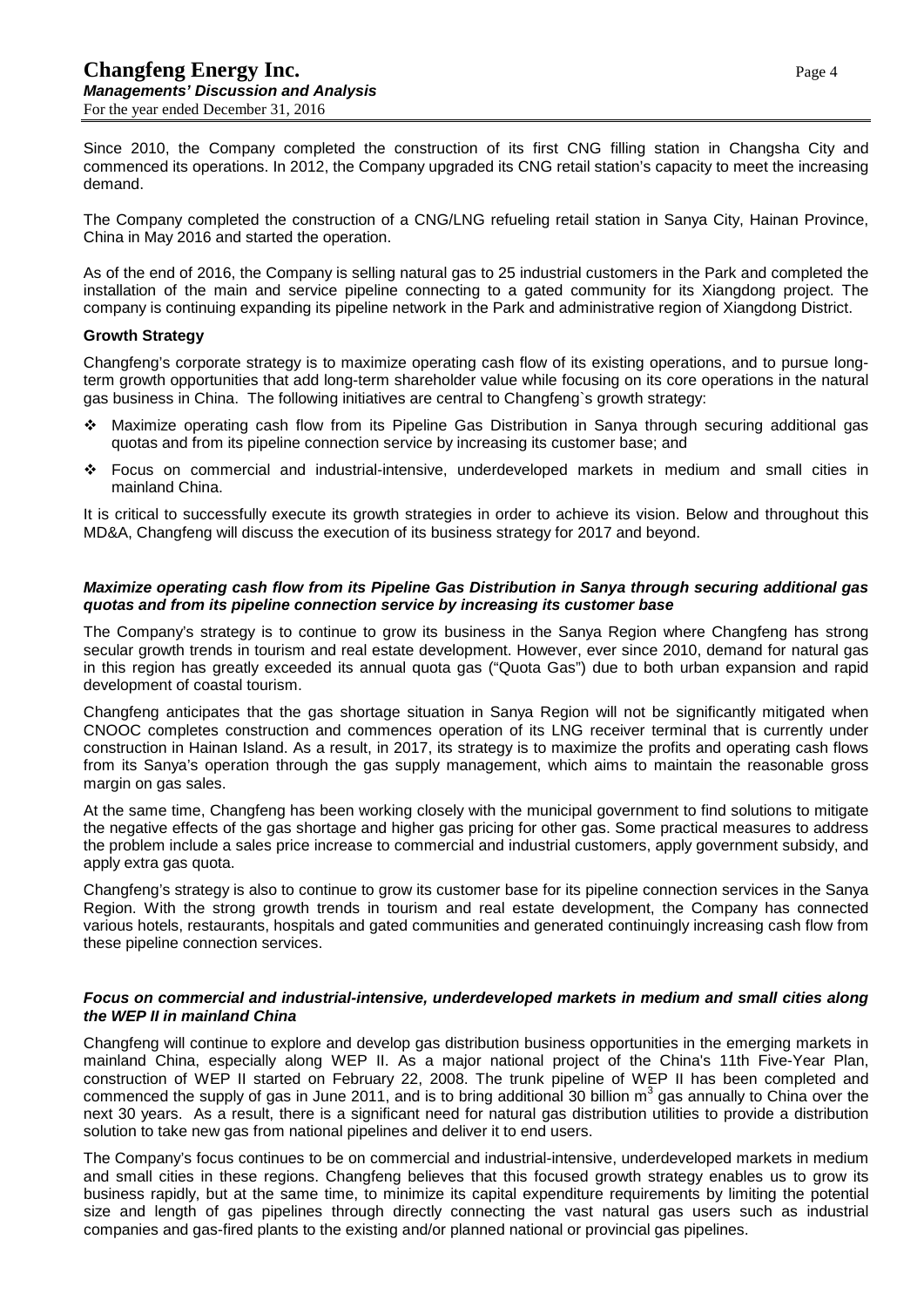Since 2010, the Company completed the construction of its first CNG filling station in Changsha City and commenced its operations. In 2012, the Company upgraded its CNG retail station's capacity to meet the increasing demand.

The Company completed the construction of a CNG/LNG refueling retail station in Sanya City, Hainan Province, China in May 2016 and started the operation.

As of the end of 2016, the Company is selling natural gas to 25 industrial customers in the Park and completed the installation of the main and service pipeline connecting to a gated community for its Xiangdong project. The company is continuing expanding its pipeline network in the Park and administrative region of Xiangdong District.

**Growth Strategy**

Changfeng's corporate strategy is to maximize operating cash flow of its existing operations, and to pursue long-term growth opportunities that add long-term shareholder value while focusing on its core operations in the natural gas business in China. The following initiatives are central to Changfeng`s growth strategy:

- Maximize operating cash flow from its Pipeline Gas Distribution in Sanya through securing additional gas quotas and from its pipeline connection service by increasing its customer base; and
- Focus on commercial and industrial-intensive, underdeveloped markets in medium and small cities in mainland China.

It is critical to successfully execute its growth strategies in order to achieve its vision. Below and throughout this MD&A, Changfeng will discuss the execution of its business strategy for 2017 and beyond.

***Maximize operating cash flow from its Pipeline Gas Distribution in Sanya through securing additional gas quotas and from its pipeline connection service by increasing its customer base***

The Company's strategy is to continue to grow its business in the Sanya Region where Changfeng has strong secular growth trends in tourism and real estate development. However, ever since 2010, demand for natural gas in this region has greatly exceeded its annual quota gas ("Quota Gas") due to both urban expansion and rapid development of coastal tourism.

Changfeng anticipates that the gas shortage situation in Sanya Region will not be significantly mitigated when CNOOC completes construction and commences operation of its LNG receiver terminal that is currently under construction in Hainan Island. As a result, in 2017, its strategy is to maximize the profits and operating cash flows from its Sanya's operation through the gas supply management, which aims to maintain the reasonable gross margin on gas sales.

At the same time, Changfeng has been working closely with the municipal government to find solutions to mitigate the negative effects of the gas shortage and higher gas pricing for other gas. Some practical measures to address the problem include a sales price increase to commercial and industrial customers, apply government subsidy, and apply extra gas quota.

Changfeng's strategy is also to continue to grow its customer base for its pipeline connection services in the Sanya Region. With the strong growth trends in tourism and real estate development, the Company has connected various hotels, restaurants, hospitals and gated communities and generated continuingly increasing cash flow from these pipeline connection services.

***Focus on commercial and industrial-intensive, underdeveloped markets in medium and small cities along the WEP II in mainland China***

Changfeng will continue to explore and develop gas distribution business opportunities in the emerging markets in mainland China, especially along WEP II. As a major national project of the China's 11th Five-Year Plan, construction of WEP II started on February 22, 2008. The trunk pipeline of WEP II has been completed and commenced the supply of gas in June 2011, and is to bring additional 30 billion $m^3$ gas annually to China over the next 30 years. As a result, there is a significant need for natural gas distribution utilities to provide a distribution solution to take new gas from national pipelines and deliver it to end users.

The Company's focus continues to be on commercial and industrial-intensive, underdeveloped markets in medium and small cities in these regions. Changfeng believes that this focused growth strategy enables us to grow its business rapidly, but at the same time, to minimize its capital expenditure requirements by limiting the potential size and length of gas pipelines through directly connecting the vast natural gas users such as industrial companies and gas-fired plants to the existing and/or planned national or provincial gas pipelines.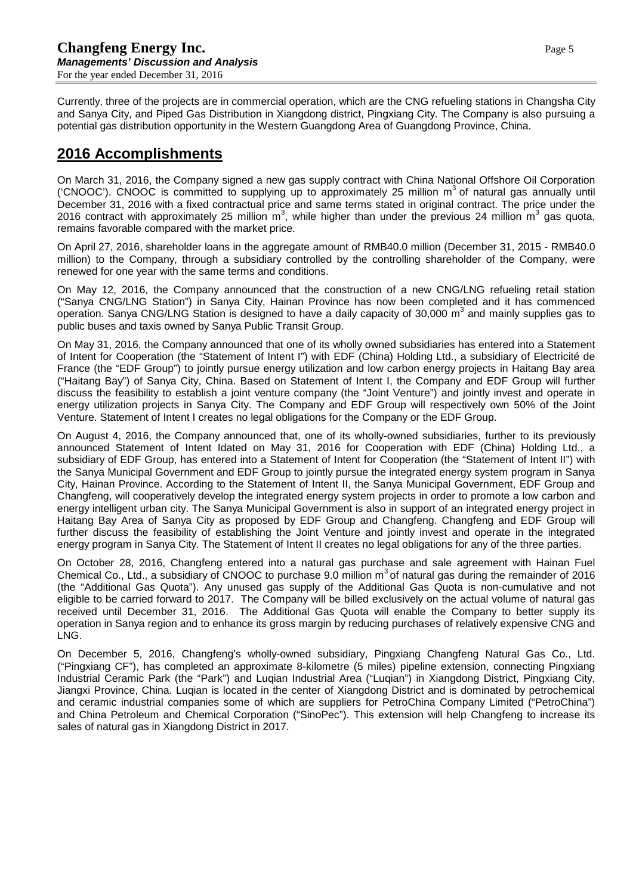Currently, three of the projects are in commercial operation, which are the CNG refueling stations in Changsha City and Sanya City, and Piped Gas Distribution in Xiangdong district, Pingxiang City. The Company is also pursuing a potential gas distribution opportunity in the Western Guangdong Area of Guangdong Province, China.

## 2016 Accomplishments

On March 31, 2016, the Company signed a new gas supply contract with China National Offshore Oil Corporation ('CNOOC'). CNOOC is committed to supplying up to approximately 25 million $m^3$ of natural gas annually until December 31, 2016 with a fixed contractual price and same terms stated in original contract. The price under the 2016 contract with approximately 25 million $m^3$, while higher than under the previous 24 million $m^3$ gas quota, remains favorable compared with the market price.

On April 27, 2016, shareholder loans in the aggregate amount of RMB40.0 million (December 31, 2015 - RMB40.0 million) to the Company, through a subsidiary controlled by the controlling shareholder of the Company, were renewed for one year with the same terms and conditions.

On May 12, 2016, the Company announced that the construction of a new CNG/LNG refueling retail station ("Sanya CNG/LNG Station") in Sanya City, Hainan Province has now been completed and it has commenced operation. Sanya CNG/LNG Station is designed to have a daily capacity of 30,000 $m^3$ and mainly supplies gas to public buses and taxis owned by Sanya Public Transit Group.

On May 31, 2016, the Company announced that one of its wholly owned subsidiaries has entered into a Statement of Intent for Cooperation (the "Statement of Intent I") with EDF (China) Holding Ltd., a subsidiary of Electricité de France (the "EDF Group") to jointly pursue energy utilization and low carbon energy projects in Haitang Bay area ("Haitang Bay") of Sanya City, China. Based on Statement of Intent I, the Company and EDF Group will further discuss the feasibility to establish a joint venture company (the "Joint Venture") and jointly invest and operate in energy utilization projects in Sanya City. The Company and EDF Group will respectively own 50% of the Joint Venture. Statement of Intent I creates no legal obligations for the Company or the EDF Group.

On August 4, 2016, the Company announced that, one of its wholly-owned subsidiaries, further to its previously announced Statement of Intent Idated on May 31, 2016 for Cooperation with EDF (China) Holding Ltd., a subsidiary of EDF Group, has entered into a Statement of Intent for Cooperation (the "Statement of Intent II") with the Sanya Municipal Government and EDF Group to jointly pursue the integrated energy system program in Sanya City, Hainan Province. According to the Statement of Intent II, the Sanya Municipal Government, EDF Group and Changfeng, will cooperatively develop the integrated energy system projects in order to promote a low carbon and energy intelligent urban city. The Sanya Municipal Government is also in support of an integrated energy project in Haitang Bay Area of Sanya City as proposed by EDF Group and Changfeng. Changfeng and EDF Group will further discuss the feasibility of establishing the Joint Venture and jointly invest and operate in the integrated energy program in Sanya City. The Statement of Intent II creates no legal obligations for any of the three parties.

On October 28, 2016, Changfeng entered into a natural gas purchase and sale agreement with Hainan Fuel Chemical Co., Ltd., a subsidiary of CNOOC to purchase 9.0 million $m^3$ of natural gas during the remainder of 2016 (the "Additional Gas Quota"). Any unused gas supply of the Additional Gas Quota is non-cumulative and not eligible to be carried forward to 2017. The Company will be billed exclusively on the actual volume of natural gas received until December 31, 2016. The Additional Gas Quota will enable the Company to better supply its operation in Sanya region and to enhance its gross margin by reducing purchases of relatively expensive CNG and LNG.

On December 5, 2016, Changfeng's wholly-owned subsidiary, Pingxiang Changfeng Natural Gas Co., Ltd. ("Pingxiang CF"), has completed an approximate 8-kilometre (5 miles) pipeline extension, connecting Pingxiang Industrial Ceramic Park (the "Park") and Luqian Industrial Area ("Luqian") in Xiangdong District, Pingxiang City, Jiangxi Province, China. Luqian is located in the center of Xiangdong District and is dominated by petrochemical and ceramic industrial companies some of which are suppliers for PetroChina Company Limited ("PetroChina") and China Petroleum and Chemical Corporation ("SinoPec"). This extension will help Changfeng to increase its sales of natural gas in Xiangdong District in 2017.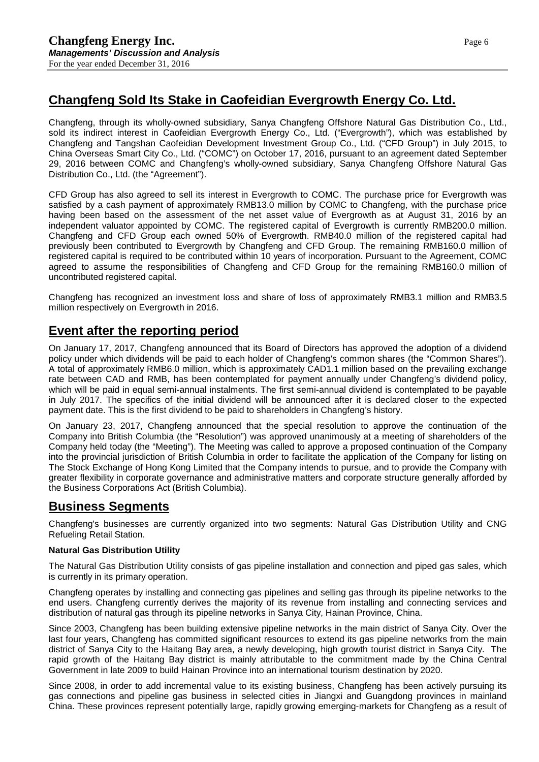## Changfeng Sold Its Stake in Caofeidian Evergrowth Energy Co. Ltd.

Changfeng, through its wholly-owned subsidiary, Sanya Changfeng Offshore Natural Gas Distribution Co., Ltd., sold its indirect interest in Caofeidian Evergrowth Energy Co., Ltd. ("Evergrowth"), which was established by Changfeng and Tangshan Caofeidian Development Investment Group Co., Ltd. ("CFD Group") in July 2015, to China Overseas Smart City Co., Ltd. ("COMC") on October 17, 2016, pursuant to an agreement dated September 29, 2016 between COMC and Changfeng's wholly-owned subsidiary, Sanya Changfeng Offshore Natural Gas Distribution Co., Ltd. (the "Agreement").

CFD Group has also agreed to sell its interest in Evergrowth to COMC. The purchase price for Evergrowth was satisfied by a cash payment of approximately RMB13.0 million by COMC to Changfeng, with the purchase price having been based on the assessment of the net asset value of Evergrowth as at August 31, 2016 by an independent valuator appointed by COMC. The registered capital of Evergrowth is currently RMB200.0 million. Changfeng and CFD Group each owned 50% of Evergrowth. RMB40.0 million of the registered capital had previously been contributed to Evergrowth by Changfeng and CFD Group. The remaining RMB160.0 million of registered capital is required to be contributed within 10 years of incorporation. Pursuant to the Agreement, COMC agreed to assume the responsibilities of Changfeng and CFD Group for the remaining RMB160.0 million of uncontributed registered capital.

Changfeng has recognized an investment loss and share of loss of approximately RMB3.1 million and RMB3.5 million respectively on Evergrowth in 2016.

## Event after the reporting period

On January 17, 2017, Changfeng announced that its Board of Directors has approved the adoption of a dividend policy under which dividends will be paid to each holder of Changfeng's common shares (the "Common Shares"). A total of approximately RMB6.0 million, which is approximately CAD1.1 million based on the prevailing exchange rate between CAD and RMB, has been contemplated for payment annually under Changfeng's dividend policy, which will be paid in equal semi-annual instalments. The first semi-annual dividend is contemplated to be payable in July 2017. The specifics of the initial dividend will be announced after it is declared closer to the expected payment date. This is the first dividend to be paid to shareholders in Changfeng's history.

On January 23, 2017, Changfeng announced that the special resolution to approve the continuation of the Company into British Columbia (the "Resolution") was approved unanimously at a meeting of shareholders of the Company held today (the "Meeting"). The Meeting was called to approve a proposed continuation of the Company into the provincial jurisdiction of British Columbia in order to facilitate the application of the Company for listing on The Stock Exchange of Hong Kong Limited that the Company intends to pursue, and to provide the Company with greater flexibility in corporate governance and administrative matters and corporate structure generally afforded by the Business Corporations Act (British Columbia).

## Business Segments

Changfeng's businesses are currently organized into two segments: Natural Gas Distribution Utility and CNG Refueling Retail Station.

**Natural Gas Distribution Utility**

The Natural Gas Distribution Utility consists of gas pipeline installation and connection and piped gas sales, which is currently in its primary operation.

Changfeng operates by installing and connecting gas pipelines and selling gas through its pipeline networks to the end users. Changfeng currently derives the majority of its revenue from installing and connecting services and distribution of natural gas through its pipeline networks in Sanya City, Hainan Province, China.

Since 2003, Changfeng has been building extensive pipeline networks in the main district of Sanya City. Over the last four years, Changfeng has committed significant resources to extend its gas pipeline networks from the main district of Sanya City to the Haitang Bay area, a newly developing, high growth tourist district in Sanya City. The rapid growth of the Haitang Bay district is mainly attributable to the commitment made by the China Central Government in late 2009 to build Hainan Province into an international tourism destination by 2020.

Since 2008, in order to add incremental value to its existing business, Changfeng has been actively pursuing its gas connections and pipeline gas business in selected cities in Jiangxi and Guangdong provinces in mainland China. These provinces represent potentially large, rapidly growing emerging-markets for Changfeng as a result of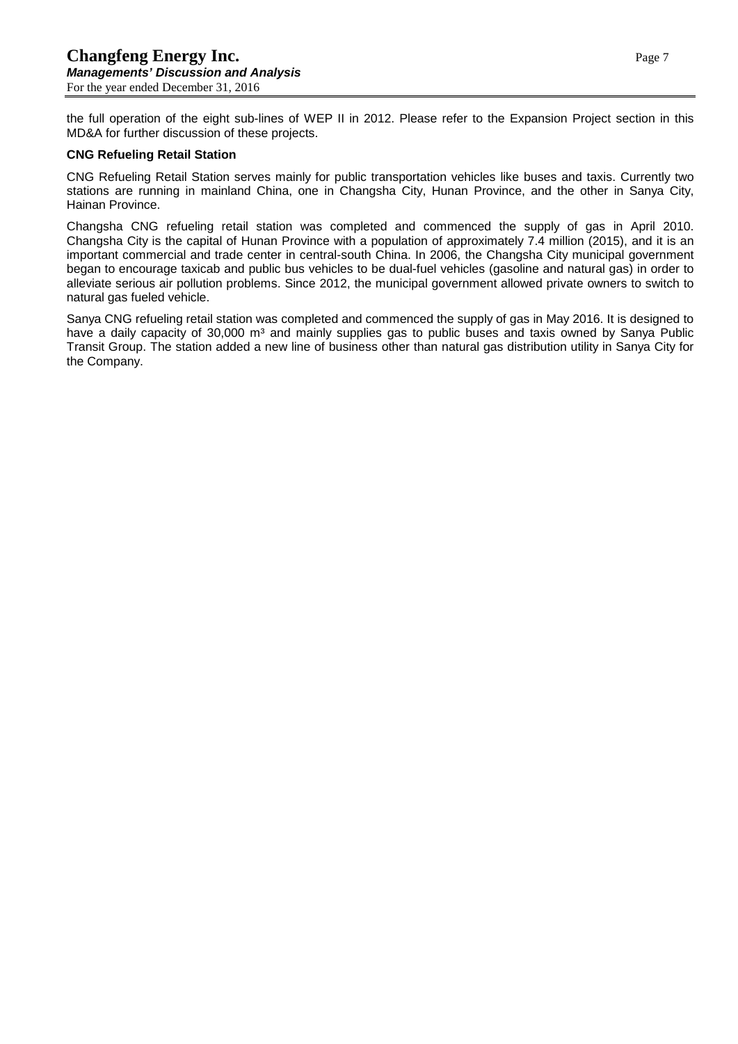the full operation of the eight sub-lines of WEP II in 2012. Please refer to the Expansion Project section in this MD&A for further discussion of these projects.

**CNG Refueling Retail Station**

CNG Refueling Retail Station serves mainly for public transportation vehicles like buses and taxis. Currently two stations are running in mainland China, one in Changsha City, Hunan Province, and the other in Sanya City, Hainan Province.

Changsha CNG refueling retail station was completed and commenced the supply of gas in April 2010. Changsha City is the capital of Hunan Province with a population of approximately 7.4 million (2015), and it is an important commercial and trade center in central-south China. In 2006, the Changsha City municipal government began to encourage taxicab and public bus vehicles to be dual-fuel vehicles (gasoline and natural gas) in order to alleviate serious air pollution problems. Since 2012, the municipal government allowed private owners to switch to natural gas fueled vehicle.

Sanya CNG refueling retail station was completed and commenced the supply of gas in May 2016. It is designed to have a daily capacity of 30,000 $m^3$ and mainly supplies gas to public buses and taxis owned by Sanya Public Transit Group. The station added a new line of business other than natural gas distribution utility in Sanya City for the Company.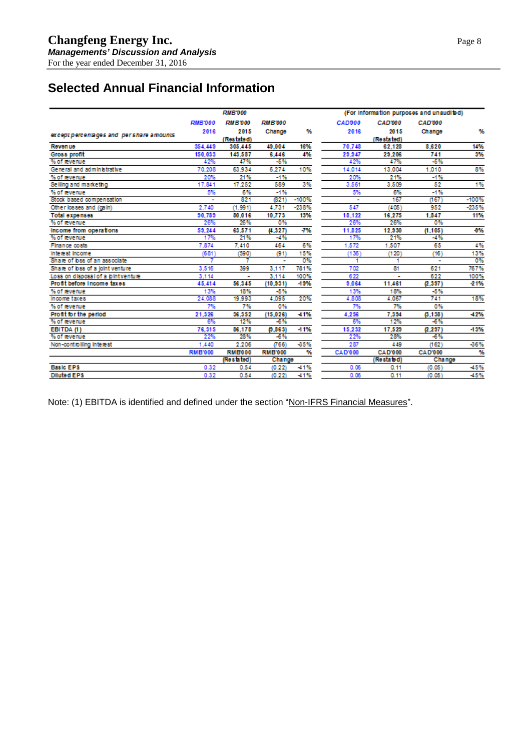## Selected Annual Financial Information

| except percentages and per share amounts | RMB'000 | RMB'000 | RMB'000 | | CAD'000 | CAD'000 | CAD'000 | |
|---|---|---|---|---|---|---|---|---|
| | | RMB'000 | | | (For information purposes and unaudited) | | | |
| | 2016 | 2015 (Restated) | Change | % | 2016 | 2015 (Restated) | Change | % |
| **Revenue** | 354,449 | 305,445 | 49,004 | 16% | 70,748 | 62,128 | 8,620 | 14% |
| **Gross profit** | 150,033 | 143,587 | 6,446 | 4% | 29,947 | 29,206 | 741 | 3% |
| % of revenue | 42% | 47% | -5% | | 42% | 47% | -5% | |
| General and administrative | 70,208 | 63,934 | 6,274 | 10% | 14,014 | 13,004 | 1,010 | 8% |
| % of revenue | 20% | 21% | -1% | | 20% | 21% | -1% | |
| Selling and marketing | 17,841 | 17,252 | 589 | 3% | 3,561 | 3,509 | 52 | 1% |
| % of revenue | 5% | 6% | -1% | | 5% | 6% | -1% | |
| Stock based compensation | - | 821 | (821) | -100% | - | 167 | (167) | -100% |
| Other losses and (gain) | 2,740 | (1,991) | 4,731 | -238% | 547 | (405) | 952 | -235% |
| **Total expenses** | 90,789 | 80,016 | 10,773 | 13% | 18,122 | 16,275 | 1,847 | 11% |
| % of revenue | 26% | 26% | 0% | | 26% | 26% | 0% | |
| **Income from operations** | 59,244 | 63,571 | (4,327) | -7% | 11,825 | 12,930 | (1,105) | -9% |
| % of revenue | 17% | 21% | -4% | | 17% | 21% | -4% | |
| Finance costs | 7,874 | 7,410 | 464 | 6% | 1,572 | 1,507 | 65 | 4% |
| Interest income | (681) | (590) | (91) | 15% | (136) | (120) | (16) | 13% |
| Share of loss of an associate | 7 | 7 | - | 0% | 1 | 1 | - | 0% |
| Share of loss of a joint venture | 3,516 | 399 | 3,117 | 781% | 702 | 81 | 621 | 767% |
| Loss on disposal of a joint venture | 3,114 | - | 3,114 | 100% | 622 | - | 622 | 100% |
| **Profit before income taxes** | 45,414 | 56,345 | (10,931) | -19% | 9,064 | 11,461 | (2,397) | -21% |
| % of revenue | 13% | 18% | -5% | | 13% | 18% | -5% | |
| Income taxes | 24,088 | 19,993 | 4,095 | 20% | 4,808 | 4,067 | 741 | 18% |
| % of revenue | 7% | 7% | 0% | | 7% | 7% | 0% | |
| **Profit for the period** | 21,326 | 36,352 | (15,026) | -41% | 4,256 | 7,394 | (3,138) | -42% |
| % of revenue | 6% | 12% | -6% | | 6% | 12% | -6% | |
| **EBITDA (1)** | 76,315 | 86,178 | (9,863) | -11% | 15,232 | 17,529 | (2,297) | -13% |
| % of revenue | 22% | 28% | -6% | | 22% | 28% | -6% | |
| Non-controlling interest | 1,440 | 2,206 | (766) | -35% | 287 | 449 | (162) | -36% |
| | **RMB'000** | **RMB'000 (Restated)** | **RMB'000 Change** | **%** | **CAD'000** | **CAD'000 (Restated)** | **CAD'000 Change** | **%** |
| **Basic EPS** | 0.32 | 0.54 | (0.22) | -41% | 0.06 | 0.11 | (0.05) | -45% |
| **Diluted EPS** | 0.32 | 0.54 | (0.22) | -41% | 0.06 | 0.11 | (0.05) | -45% |

Note: (1) EBITDA is identified and defined under the section "Non-IFRS Financial Measures".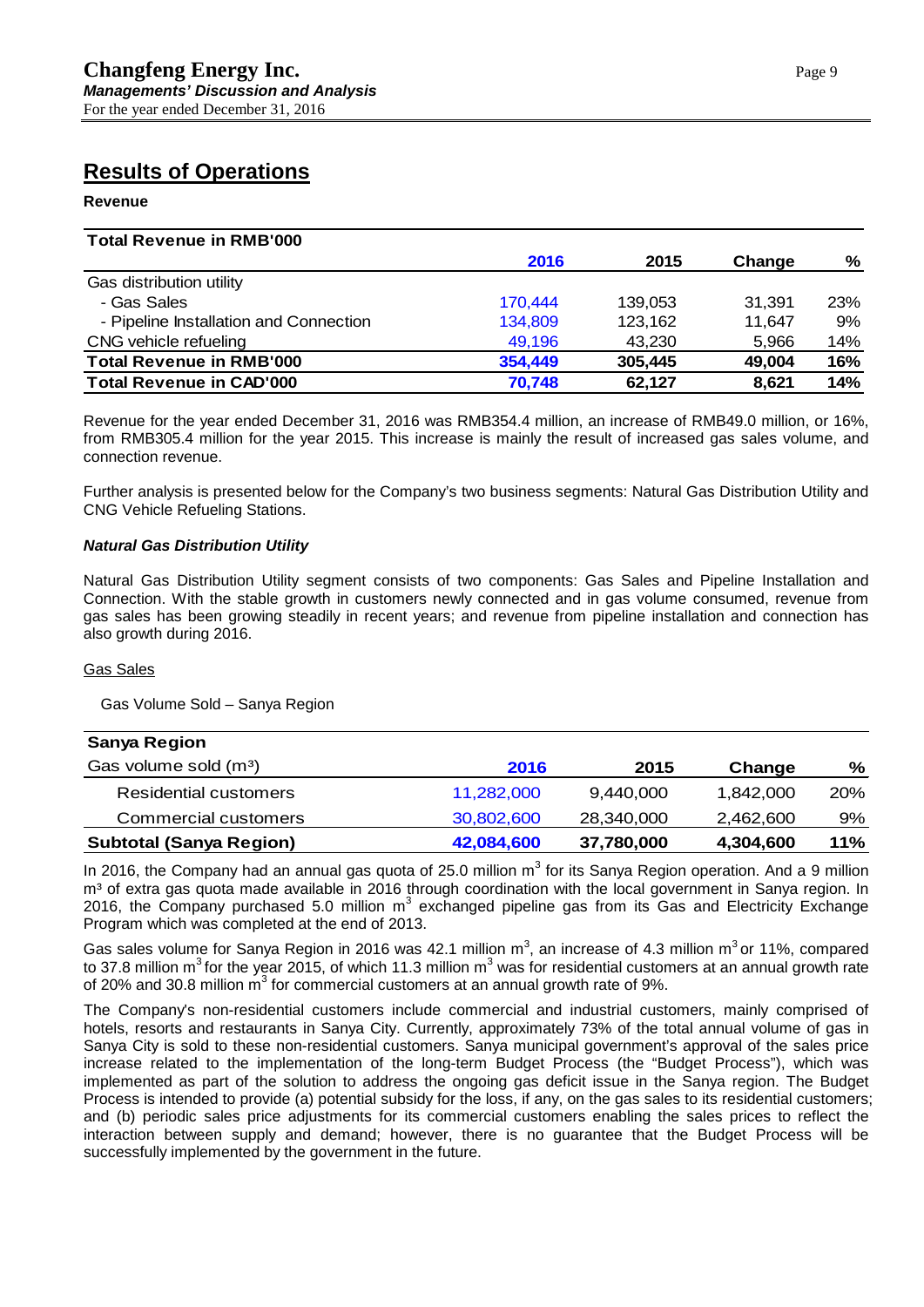## Results of Operations

**Revenue**

| **Total Revenue in RMB'000** | **2016** | **2015** | **Change** | **%** |
|---|---|---|---|---|
| Gas distribution utility | | | | |
| - Gas Sales | 170,444 | 139,053 | 31,391 | 23% |
| - Pipeline Installation and Connection | 134,809 | 123,162 | 11,647 | 9% |
| CNG vehicle refueling | 49,196 | 43,230 | 5,966 | 14% |
| **Total Revenue in RMB'000** | **354,449** | **305,445** | **49,004** | **16%** |
| **Total Revenue in CAD'000** | **70,748** | **62,127** | **8,621** | **14%** |

Revenue for the year ended December 31, 2016 was RMB354.4 million, an increase of RMB49.0 million, or 16%, from RMB305.4 million for the year 2015. This increase is mainly the result of increased gas sales volume, and connection revenue.

Further analysis is presented below for the Company's two business segments: Natural Gas Distribution Utility and CNG Vehicle Refueling Stations.

### *Natural Gas Distribution Utility*

Natural Gas Distribution Utility segment consists of two components: Gas Sales and Pipeline Installation and Connection. With the stable growth in customers newly connected and in gas volume consumed, revenue from gas sales has been growing steadily in recent years; and revenue from pipeline installation and connection has also growth during 2016.

Gas Sales

Gas Volume Sold – Sanya Region

| **Sanya Region**<br>Gas volume sold ($m^3$) | **2016** | **2015** | **Change** | **%** |
|---|---|---|---|---|
| Residential customers | 11,282,000 | 9,440,000 | 1,842,000 | 20% |
| Commercial customers | 30,802,600 | 28,340,000 | 2,462,600 | 9% |
| **Subtotal (Sanya Region)** | **42,084,600** | **37,780,000** | **4,304,600** | **11%** |

In 2016, the Company had an annual gas quota of 25.0 million $m^3$ for its Sanya Region operation. And a 9 million $m^3$ of extra gas quota made available in 2016 through coordination with the local government in Sanya region. In 2016, the Company purchased 5.0 million $m^3$ exchanged pipeline gas from its Gas and Electricity Exchange Program which was completed at the end of 2013.

Gas sales volume for Sanya Region in 2016 was 42.1 million $m^3$, an increase of 4.3 million $m^3$ or 11%, compared to 37.8 million $m^3$ for the year 2015, of which 11.3 million $m^3$ was for residential customers at an annual growth rate of 20% and 30.8 million $m^3$ for commercial customers at an annual growth rate of 9%.

The Company's non-residential customers include commercial and industrial customers, mainly comprised of hotels, resorts and restaurants in Sanya City. Currently, approximately 73% of the total annual volume of gas in Sanya City is sold to these non-residential customers. Sanya municipal government's approval of the sales price increase related to the implementation of the long-term Budget Process (the "Budget Process"), which was implemented as part of the solution to address the ongoing gas deficit issue in the Sanya region. The Budget Process is intended to provide (a) potential subsidy for the loss, if any, on the gas sales to its residential customers; and (b) periodic sales price adjustments for its commercial customers enabling the sales prices to reflect the interaction between supply and demand; however, there is no guarantee that the Budget Process will be successfully implemented by the government in the future.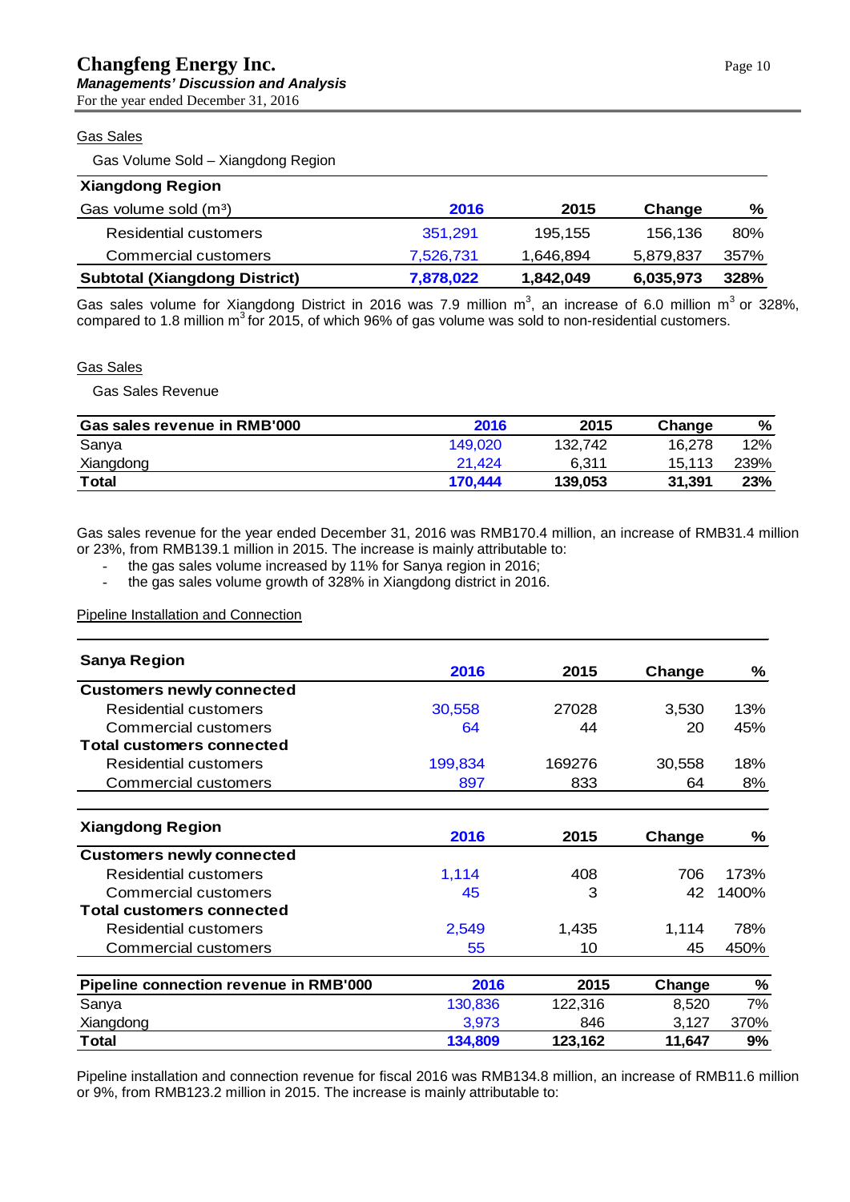Gas Sales

Gas Volume Sold – Xiangdong Region

| Xiangdong Region | | | | |
|---|---|---|---|---|
| Gas volume sold ($m^3$) | **2016** | **2015** | **Change** | **%** |
| Residential customers | 351,291 | 195,155 | 156,136 | 80% |
| Commercial customers | 7,526,731 | 1,646,894 | 5,879,837 | 357% |
| **Subtotal (Xiangdong District)** | **7,878,022** | **1,842,049** | **6,035,973** | **328%** |

Gas sales volume for Xiangdong District in 2016 was 7.9 million $m^3$, an increase of 6.0 million $m^3$ or 328%, compared to 1.8 million $m^3$ for 2015, of which 96% of gas volume was sold to non-residential customers.

Gas Sales

Gas Sales Revenue

| Gas sales revenue in RMB'000 | 2016 | 2015 | Change | % |
|---|---|---|---|---|
| Sanya | 149,020 | 132,742 | 16,278 | 12% |
| Xiangdong | 21,424 | 6,311 | 15,113 | 239% |
| **Total** | **170,444** | **139,053** | **31,391** | **23%** |

Gas sales revenue for the year ended December 31, 2016 was RMB170.4 million, an increase of RMB31.4 million or 23%, from RMB139.1 million in 2015. The increase is mainly attributable to:

- the gas sales volume increased by 11% for Sanya region in 2016;
- the gas sales volume growth of 328% in Xiangdong district in 2016.

Pipeline Installation and Connection

| **Sanya Region** | **2016** | **2015** | **Change** | **%** |
|---|---|---|---|---|
| **Customers newly connected** | | | | |
| Residential customers | 30,558 | 27028 | 3,530 | 13% |
| Commercial customers | 64 | 44 | 20 | 45% |
| **Total customers connected** | | | | |
| Residential customers | 199,834 | 169276 | 30,558 | 18% |
| Commercial customers | 897 | 833 | 64 | 8% |

| **Xiangdong Region** | **2016** | **2015** | **Change** | **%** |
|---|---|---|---|---|
| **Customers newly connected** | | | | |
| Residential customers | 1,114 | 408 | 706 | 173% |
| Commercial customers | 45 | 3 | 42 | 1400% |
| **Total customers connected** | | | | |
| Residential customers | 2,549 | 1,435 | 1,114 | 78% |
| Commercial customers | 55 | 10 | 45 | 450% |

| Pipeline connection revenue in RMB'000 | 2016 | 2015 | Change | % |
|---|---|---|---|---|
| Sanya | 130,836 | 122,316 | 8,520 | 7% |
| Xiangdong | 3,973 | 846 | 3,127 | 370% |
| **Total** | **134,809** | **123,162** | **11,647** | **9%** |

Pipeline installation and connection revenue for fiscal 2016 was RMB134.8 million, an increase of RMB11.6 million or 9%, from RMB123.2 million in 2015. The increase is mainly attributable to: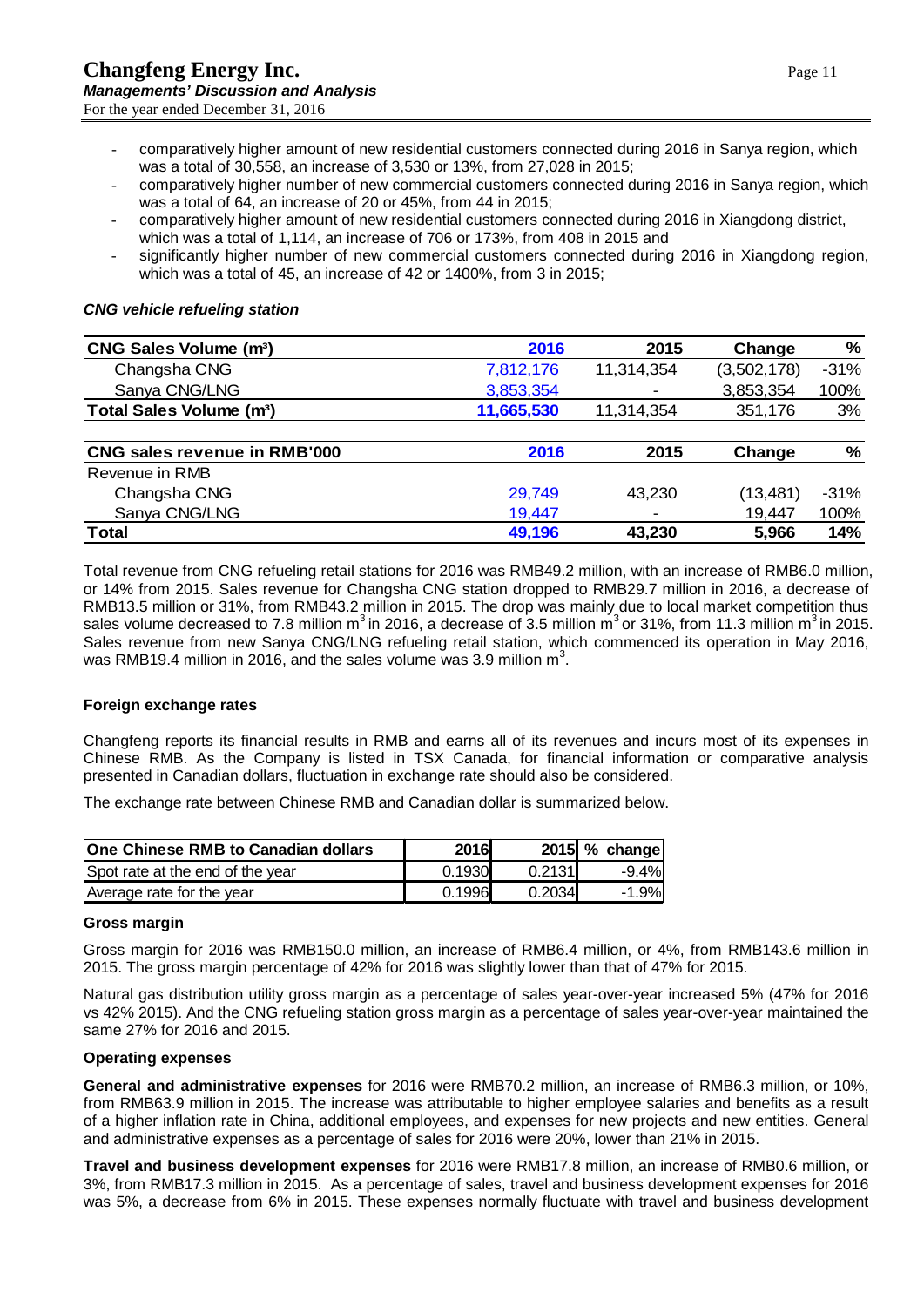- comparatively higher amount of new residential customers connected during 2016 in Sanya region, which was a total of 30,558, an increase of 3,530 or 13%, from 27,028 in 2015;
- comparatively higher number of new commercial customers connected during 2016 in Sanya region, which was a total of 64, an increase of 20 or 45%, from 44 in 2015;
- comparatively higher amount of new residential customers connected during 2016 in Xiangdong district, which was a total of 1,114, an increase of 706 or 173%, from 408 in 2015 and
- significantly higher number of new commercial customers connected during 2016 in Xiangdong region, which was a total of 45, an increase of 42 or 1400%, from 3 in 2015;

***CNG vehicle refueling station***

| CNG Sales Volume (m³) | 2016 | 2015 | Change | % |
|---|---|---|---|---|
| Changsha CNG | 7,812,176 | 11,314,354 | (3,502,178) | -31% |
| Sanya CNG/LNG | 3,853,354 | - | 3,853,354 | 100% |
| **Total Sales Volume (m³)** | **11,665,530** | 11,314,354 | 351,176 | 3% |

| CNG sales revenue in RMB'000 | 2016 | 2015 | Change | % |
|---|---|---|---|---|
| Revenue in RMB | | | | |
| Changsha CNG | 29,749 | 43,230 | (13,481) | -31% |
| Sanya CNG/LNG | 19,447 | - | 19,447 | 100% |
| **Total** | **49,196** | **43,230** | **5,966** | **14%** |

Total revenue from CNG refueling retail stations for 2016 was RMB49.2 million, with an increase of RMB6.0 million, or 14% from 2015. Sales revenue for Changsha CNG station dropped to RMB29.7 million in 2016, a decrease of RMB13.5 million or 31%, from RMB43.2 million in 2015. The drop was mainly due to local market competition thus sales volume decreased to 7.8 million $m^3$ in 2016, a decrease of 3.5 million $m^3$ or 31%, from 11.3 million $m^3$ in 2015. Sales revenue from new Sanya CNG/LNG refueling retail station, which commenced its operation in May 2016, was RMB19.4 million in 2016, and the sales volume was 3.9 million $m^3$.

**Foreign exchange rates**

Changfeng reports its financial results in RMB and earns all of its revenues and incurs most of its expenses in Chinese RMB. As the Company is listed in TSX Canada, for financial information or comparative analysis presented in Canadian dollars, fluctuation in exchange rate should also be considered.

The exchange rate between Chinese RMB and Canadian dollar is summarized below.

| One Chinese RMB to Canadian dollars | 2016 | 2015 | % change |
|---|---|---|---|
| Spot rate at the end of the year | 0.1930 | 0.2131 | -9.4% |
| Average rate for the year | 0.1996 | 0.2034 | -1.9% |

**Gross margin**

Gross margin for 2016 was RMB150.0 million, an increase of RMB6.4 million, or 4%, from RMB143.6 million in 2015. The gross margin percentage of 42% for 2016 was slightly lower than that of 47% for 2015.

Natural gas distribution utility gross margin as a percentage of sales year-over-year increased 5% (47% for 2016 vs 42% 2015). And the CNG refueling station gross margin as a percentage of sales year-over-year maintained the same 27% for 2016 and 2015.

**Operating expenses**

**General and administrative expenses** for 2016 were RMB70.2 million, an increase of RMB6.3 million, or 10%, from RMB63.9 million in 2015. The increase was attributable to higher employee salaries and benefits as a result of a higher inflation rate in China, additional employees, and expenses for new projects and new entities. General and administrative expenses as a percentage of sales for 2016 were 20%, lower than 21% in 2015.

**Travel and business development expenses** for 2016 were RMB17.8 million, an increase of RMB0.6 million, or 3%, from RMB17.3 million in 2015. As a percentage of sales, travel and business development expenses for 2016 was 5%, a decrease from 6% in 2015. These expenses normally fluctuate with travel and business development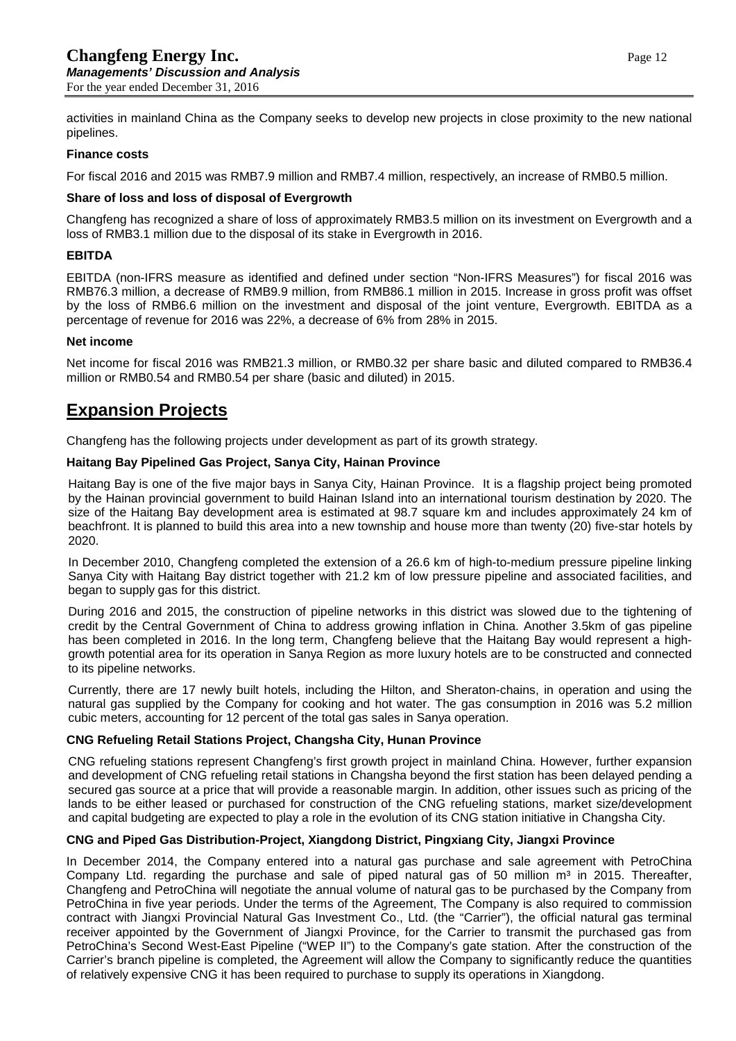activities in mainland China as the Company seeks to develop new projects in close proximity to the new national pipelines.

**Finance costs**

For fiscal 2016 and 2015 was RMB7.9 million and RMB7.4 million, respectively, an increase of RMB0.5 million.

**Share of loss and loss of disposal of Evergrowth**

Changfeng has recognized a share of loss of approximately RMB3.5 million on its investment on Evergrowth and a loss of RMB3.1 million due to the disposal of its stake in Evergrowth in 2016.

**EBITDA**

EBITDA (non-IFRS measure as identified and defined under section "Non-IFRS Measures") for fiscal 2016 was RMB76.3 million, a decrease of RMB9.9 million, from RMB86.1 million in 2015. Increase in gross profit was offset by the loss of RMB6.6 million on the investment and disposal of the joint venture, Evergrowth. EBITDA as a percentage of revenue for 2016 was 22%, a decrease of 6% from 28% in 2015.

**Net income**

Net income for fiscal 2016 was RMB21.3 million, or RMB0.32 per share basic and diluted compared to RMB36.4 million or RMB0.54 and RMB0.54 per share (basic and diluted) in 2015.

# Expansion Projects

Changfeng has the following projects under development as part of its growth strategy.

**Haitang Bay Pipelined Gas Project, Sanya City, Hainan Province**

Haitang Bay is one of the five major bays in Sanya City, Hainan Province. It is a flagship project being promoted by the Hainan provincial government to build Hainan Island into an international tourism destination by 2020. The size of the Haitang Bay development area is estimated at 98.7 square km and includes approximately 24 km of beachfront. It is planned to build this area into a new township and house more than twenty (20) five-star hotels by 2020.

In December 2010, Changfeng completed the extension of a 26.6 km of high-to-medium pressure pipeline linking Sanya City with Haitang Bay district together with 21.2 km of low pressure pipeline and associated facilities, and began to supply gas for this district.

During 2016 and 2015, the construction of pipeline networks in this district was slowed due to the tightening of credit by the Central Government of China to address growing inflation in China. Another 3.5km of gas pipeline has been completed in 2016. In the long term, Changfeng believe that the Haitang Bay would represent a high-growth potential area for its operation in Sanya Region as more luxury hotels are to be constructed and connected to its pipeline networks.

Currently, there are 17 newly built hotels, including the Hilton, and Sheraton-chains, in operation and using the natural gas supplied by the Company for cooking and hot water. The gas consumption in 2016 was 5.2 million cubic meters, accounting for 12 percent of the total gas sales in Sanya operation.

**CNG Refueling Retail Stations Project, Changsha City, Hunan Province**

CNG refueling stations represent Changfeng's first growth project in mainland China. However, further expansion and development of CNG refueling retail stations in Changsha beyond the first station has been delayed pending a secured gas source at a price that will provide a reasonable margin. In addition, other issues such as pricing of the lands to be either leased or purchased for construction of the CNG refueling stations, market size/development and capital budgeting are expected to play a role in the evolution of its CNG station initiative in Changsha City.

**CNG and Piped Gas Distribution-Project, Xiangdong District, Pingxiang City, Jiangxi Province**

In December 2014, the Company entered into a natural gas purchase and sale agreement with PetroChina Company Ltd. regarding the purchase and sale of piped natural gas of 50 million m³ in 2015. Thereafter, Changfeng and PetroChina will negotiate the annual volume of natural gas to be purchased by the Company from PetroChina in five year periods. Under the terms of the Agreement, The Company is also required to commission contract with Jiangxi Provincial Natural Gas Investment Co., Ltd. (the "Carrier"), the official natural gas terminal receiver appointed by the Government of Jiangxi Province, for the Carrier to transmit the purchased gas from PetroChina's Second West-East Pipeline ("WEP II") to the Company's gate station. After the construction of the Carrier's branch pipeline is completed, the Agreement will allow the Company to significantly reduce the quantities of relatively expensive CNG it has been required to purchase to supply its operations in Xiangdong.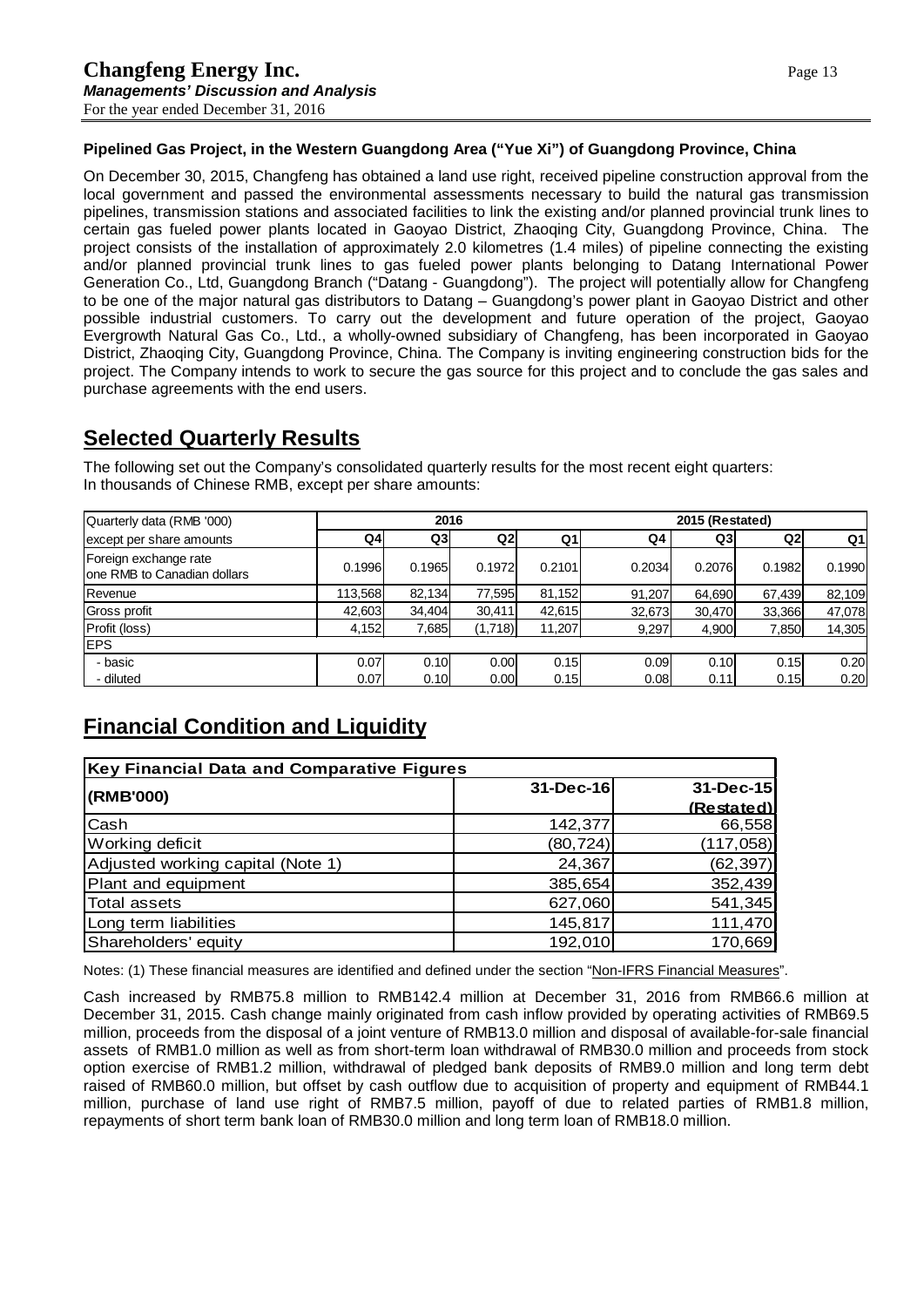### Pipelined Gas Project, in the Western Guangdong Area ("Yue Xi") of Guangdong Province, China

On December 30, 2015, Changfeng has obtained a land use right, received pipeline construction approval from the local government and passed the environmental assessments necessary to build the natural gas transmission pipelines, transmission stations and associated facilities to link the existing and/or planned provincial trunk lines to certain gas fueled power plants located in Gaoyao District, Zhaoqing City, Guangdong Province, China. The project consists of the installation of approximately 2.0 kilometres (1.4 miles) of pipeline connecting the existing and/or planned provincial trunk lines to gas fueled power plants belonging to Datang International Power Generation Co., Ltd, Guangdong Branch ("Datang - Guangdong"). The project will potentially allow for Changfeng to be one of the major natural gas distributors to Datang – Guangdong's power plant in Gaoyao District and other possible industrial customers. To carry out the development and future operation of the project, Gaoyao Evergrowth Natural Gas Co., Ltd., a wholly-owned subsidiary of Changfeng, has been incorporated in Gaoyao District, Zhaoqing City, Guangdong Province, China. The Company is inviting engineering construction bids for the project. The Company intends to work to secure the gas source for this project and to conclude the gas sales and purchase agreements with the end users.

## Selected Quarterly Results

The following set out the Company's consolidated quarterly results for the most recent eight quarters:
In thousands of Chinese RMB, except per share amounts:

| Quarterly data (RMB '000) | 2016 | | | | 2015 (Restated) | | | |
|---|---|---|---|---|---|---|---|---|
| except per share amounts | Q4 | Q3 | Q2 | Q1 | Q4 | Q3 | Q2 | Q1 |
| Foreign exchange rate one RMB to Canadian dollars | 0.1996 | 0.1965 | 0.1972 | 0.2101 | 0.2034 | 0.2076 | 0.1982 | 0.1990 |
| Revenue | 113,568 | 82,134 | 77,595 | 81,152 | 91,207 | 64,690 | 67,439 | 82,109 |
| Gross profit | 42,603 | 34,404 | 30,411 | 42,615 | 32,673 | 30,470 | 33,366 | 47,078 |
| Profit (loss) | 4,152 | 7,685 | (1,718) | 11,207 | 9,297 | 4,900 | 7,850 | 14,305 |
| EPS | | | | | | | | |
| - basic | 0.07 | 0.10 | 0.00 | 0.15 | 0.09 | 0.10 | 0.15 | 0.20 |
| - diluted | 0.07 | 0.10 | 0.00 | 0.15 | 0.08 | 0.11 | 0.15 | 0.20 |

## Financial Condition and Liquidity

| Key Financial Data and Comparative Figures | | |
|---|---|---|
| (RMB'000) | 31-Dec-16 | 31-Dec-15 (Restated) |
| Cash | 142,377 | 66,558 |
| Working deficit | (80,724) | (117,058) |
| Adjusted working capital (Note 1) | 24,367 | (62,397) |
| Plant and equipment | 385,654 | 352,439 |
| Total assets | 627,060 | 541,345 |
| Long term liabilities | 145,817 | 111,470 |
| Shareholders' equity | 192,010 | 170,669 |

Notes: (1) These financial measures are identified and defined under the section "Non-IFRS Financial Measures".

Cash increased by RMB75.8 million to RMB142.4 million at December 31, 2016 from RMB66.6 million at December 31, 2015. Cash change mainly originated from cash inflow provided by operating activities of RMB69.5 million, proceeds from the disposal of a joint venture of RMB13.0 million and disposal of available-for-sale financial assets of RMB1.0 million as well as from short-term loan withdrawal of RMB30.0 million and proceeds from stock option exercise of RMB1.2 million, withdrawal of pledged bank deposits of RMB9.0 million and long term debt raised of RMB60.0 million, but offset by cash outflow due to acquisition of property and equipment of RMB44.1 million, purchase of land use right of RMB7.5 million, payoff of due to related parties of RMB1.8 million, repayments of short term bank loan of RMB30.0 million and long term loan of RMB18.0 million.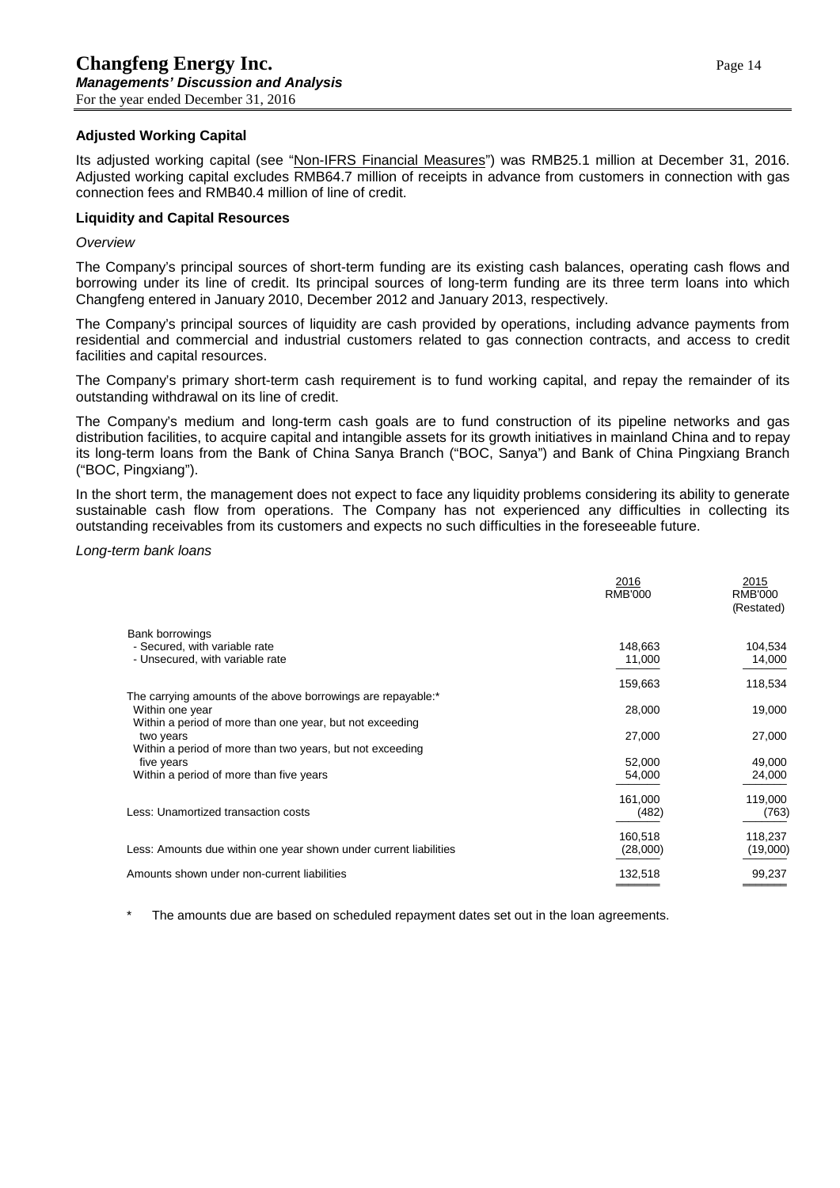### Adjusted Working Capital

Its adjusted working capital (see "Non-IFRS Financial Measures") was RMB25.1 million at December 31, 2016. Adjusted working capital excludes RMB64.7 million of receipts in advance from customers in connection with gas connection fees and RMB40.4 million of line of credit.

### Liquidity and Capital Resources

*Overview*

The Company's principal sources of short-term funding are its existing cash balances, operating cash flows and borrowing under its line of credit. Its principal sources of long-term funding are its three term loans into which Changfeng entered in January 2010, December 2012 and January 2013, respectively.

The Company's principal sources of liquidity are cash provided by operations, including advance payments from residential and commercial and industrial customers related to gas connection contracts, and access to credit facilities and capital resources.

The Company's primary short-term cash requirement is to fund working capital, and repay the remainder of its outstanding withdrawal on its line of credit.

The Company's medium and long-term cash goals are to fund construction of its pipeline networks and gas distribution facilities, to acquire capital and intangible assets for its growth initiatives in mainland China and to repay its long-term loans from the Bank of China Sanya Branch ("BOC, Sanya") and Bank of China Pingxiang Branch ("BOC, Pingxiang").

In the short term, the management does not expect to face any liquidity problems considering its ability to generate sustainable cash flow from operations. The Company has not experienced any difficulties in collecting its outstanding receivables from its customers and expects no such difficulties in the foreseeable future.

*Long-term bank loans*

| | 2016<br>RMB'000 | 2015<br>RMB'000<br>(Restated) |
|---|---|---|
| Bank borrowings | | |
| - Secured, with variable rate | 148,663 | 104,534 |
| - Unsecured, with variable rate | 11,000 | 14,000 |
| | 159,663 | 118,534 |
| The carrying amounts of the above borrowings are repayable:* | | |
| Within one year | 28,000 | 19,000 |
| Within a period of more than one year, but not exceeding two years | 27,000 | 27,000 |
| Within a period of more than two years, but not exceeding five years | 52,000 | 49,000 |
| Within a period of more than five years | 54,000 | 24,000 |
| | 161,000 | 119,000 |
| Less: Unamortized transaction costs | (482) | (763) |
| | 160,518 | 118,237 |
| Less: Amounts due within one year shown under current liabilities | (28,000) | (19,000) |
| Amounts shown under non-current liabilities | 132,518 | 99,237 |

\* The amounts due are based on scheduled repayment dates set out in the loan agreements.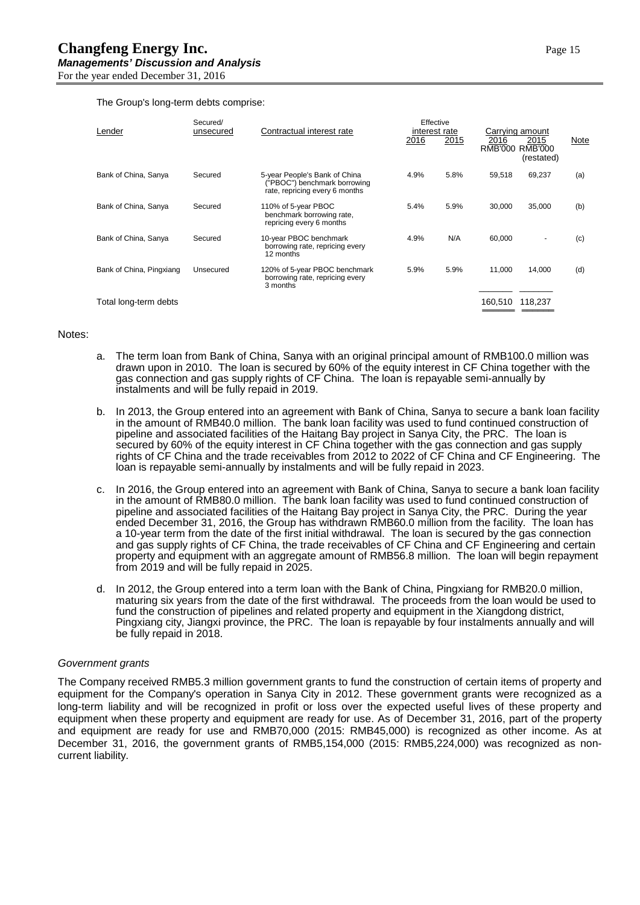The Group's long-term debts comprise:

| Lender | Secured/ unsecured | Contractual interest rate | Effective interest rate | | Carrying amount | | Note |
|---|---|---|---|---|---|---|---|
| | | | 2016 | 2015 | 2016 RMB'000 | 2015 RMB'000 (restated) | |
| Bank of China, Sanya | Secured | 5-year People's Bank of China ("PBOC") benchmark borrowing rate, repricing every 6 months | 4.9% | 5.8% | 59,518 | 69,237 | (a) |
| Bank of China, Sanya | Secured | 110% of 5-year PBOC benchmark borrowing rate, repricing every 6 months | 5.4% | 5.9% | 30,000 | 35,000 | (b) |
| Bank of China, Sanya | Secured | 10-year PBOC benchmark borrowing rate, repricing every 12 months | 4.9% | N/A | 60,000 | - | (c) |
| Bank of China, Pingxiang | Unsecured | 120% of 5-year PBOC benchmark borrowing rate, repricing every 3 months | 5.9% | 5.9% | 11,000 | 14,000 | (d) |
| Total long-term debts | | | | | 160,510 | 118,237 | |

Notes:

a. The term loan from Bank of China, Sanya with an original principal amount of RMB100.0 million was drawn upon in 2010. The loan is secured by 60% of the equity interest in CF China together with the gas connection and gas supply rights of CF China. The loan is repayable semi-annually by instalments and will be fully repaid in 2019.

b. In 2013, the Group entered into an agreement with Bank of China, Sanya to secure a bank loan facility in the amount of RMB40.0 million. The bank loan facility was used to fund continued construction of pipeline and associated facilities of the Haitang Bay project in Sanya City, the PRC. The loan is secured by 60% of the equity interest in CF China together with the gas connection and gas supply rights of CF China and the trade receivables from 2012 to 2022 of CF China and CF Engineering. The loan is repayable semi-annually by instalments and will be fully repaid in 2023.

c. In 2016, the Group entered into an agreement with Bank of China, Sanya to secure a bank loan facility in the amount of RMB80.0 million. The bank loan facility was used to fund continued construction of pipeline and associated facilities of the Haitang Bay project in Sanya City, the PRC. During the year ended December 31, 2016, the Group has withdrawn RMB60.0 million from the facility. The loan has a 10-year term from the date of the first initial withdrawal. The loan is secured by the gas connection and gas supply rights of CF China, the trade receivables of CF China and CF Engineering and certain property and equipment with an aggregate amount of RMB56.8 million. The loan will begin repayment from 2019 and will be fully repaid in 2025.

d. In 2012, the Group entered into a term loan with the Bank of China, Pingxiang for RMB20.0 million, maturing six years from the date of the first withdrawal. The proceeds from the loan would be used to fund the construction of pipelines and related property and equipment in the Xiangdong district, Pingxiang city, Jiangxi province, the PRC. The loan is repayable by four instalments annually and will be fully repaid in 2018.

*Government grants*

The Company received RMB5.3 million government grants to fund the construction of certain items of property and equipment for the Company's operation in Sanya City in 2012. These government grants were recognized as a long-term liability and will be recognized in profit or loss over the expected useful lives of these property and equipment when these property and equipment are ready for use. As of December 31, 2016, part of the property and equipment are ready for use and RMB70,000 (2015: RMB45,000) is recognized as other income. As at December 31, 2016, the government grants of RMB5,154,000 (2015: RMB5,224,000) was recognized as non-current liability.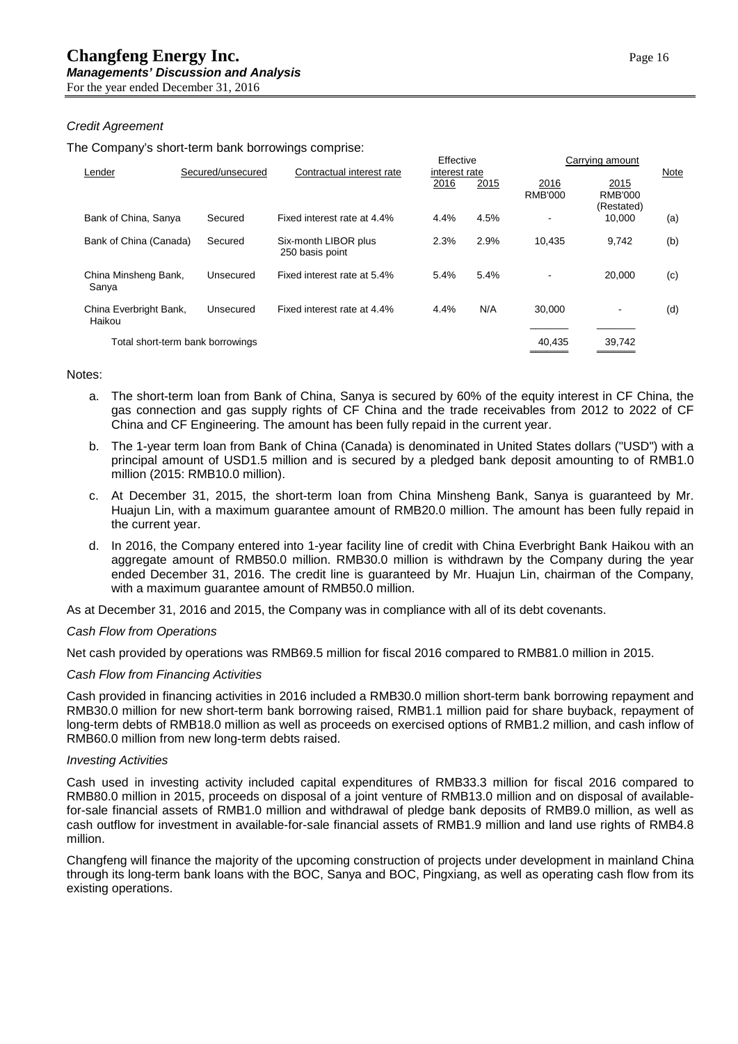*Credit Agreement*

The Company's short-term bank borrowings comprise:

| Lender | Secured/unsecured | Contractual interest rate | Effective interest rate | | Carrying amount | | Note |
|---|---|---|---|---|---|---|---|
| | | | 2016 | 2015 | 2016 RMB'000 | 2015 RMB'000 (Restated) | |
| Bank of China, Sanya | Secured | Fixed interest rate at 4.4% | 4.4% | 4.5% | - | 10,000 | (a) |
| Bank of China (Canada) | Secured | Six-month LIBOR plus 250 basis point | 2.3% | 2.9% | 10,435 | 9,742 | (b) |
| China Minsheng Bank, Sanya | Unsecured | Fixed interest rate at 5.4% | 5.4% | 5.4% | - | 20,000 | (c) |
| China Everbright Bank, Haikou | Unsecured | Fixed interest rate at 4.4% | 4.4% | N/A | 30,000 | - | (d) |
| Total short-term bank borrowings | | | | | 40,435 | 39,742 | |

Notes:

a. The short-term loan from Bank of China, Sanya is secured by 60% of the equity interest in CF China, the gas connection and gas supply rights of CF China and the trade receivables from 2012 to 2022 of CF China and CF Engineering. The amount has been fully repaid in the current year.

b. The 1-year term loan from Bank of China (Canada) is denominated in United States dollars ("USD") with a principal amount of USD1.5 million and is secured by a pledged bank deposit amounting to of RMB1.0 million (2015: RMB10.0 million).

c. At December 31, 2015, the short-term loan from China Minsheng Bank, Sanya is guaranteed by Mr. Huajun Lin, with a maximum guarantee amount of RMB20.0 million. The amount has been fully repaid in the current year.

d. In 2016, the Company entered into 1-year facility line of credit with China Everbright Bank Haikou with an aggregate amount of RMB50.0 million. RMB30.0 million is withdrawn by the Company during the year ended December 31, 2016. The credit line is guaranteed by Mr. Huajun Lin, chairman of the Company, with a maximum guarantee amount of RMB50.0 million.

As at December 31, 2016 and 2015, the Company was in compliance with all of its debt covenants.

*Cash Flow from Operations*

Net cash provided by operations was RMB69.5 million for fiscal 2016 compared to RMB81.0 million in 2015.

*Cash Flow from Financing Activities*

Cash provided in financing activities in 2016 included a RMB30.0 million short-term bank borrowing repayment and RMB30.0 million for new short-term bank borrowing raised, RMB1.1 million paid for share buyback, repayment of long-term debts of RMB18.0 million as well as proceeds on exercised options of RMB1.2 million, and cash inflow of RMB60.0 million from new long-term debts raised.

*Investing Activities*

Cash used in investing activity included capital expenditures of RMB33.3 million for fiscal 2016 compared to RMB80.0 million in 2015, proceeds on disposal of a joint venture of RMB13.0 million and on disposal of available-for-sale financial assets of RMB1.0 million and withdrawal of pledge bank deposits of RMB9.0 million, as well as cash outflow for investment in available-for-sale financial assets of RMB1.9 million and land use rights of RMB4.8 million.

Changfeng will finance the majority of the upcoming construction of projects under development in mainland China through its long-term bank loans with the BOC, Sanya and BOC, Pingxiang, as well as operating cash flow from its existing operations.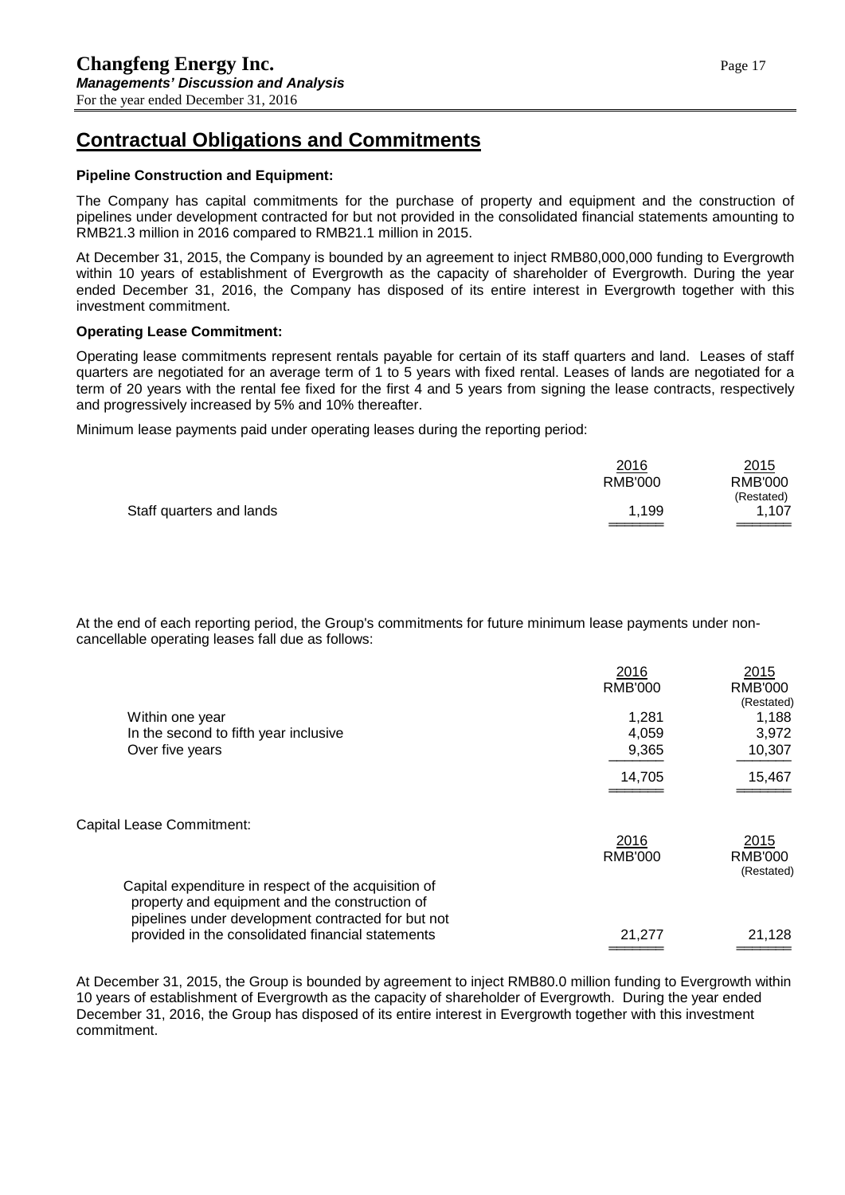## Contractual Obligations and Commitments

**Pipeline Construction and Equipment:**

The Company has capital commitments for the purchase of property and equipment and the construction of pipelines under development contracted for but not provided in the consolidated financial statements amounting to RMB21.3 million in 2016 compared to RMB21.1 million in 2015.

At December 31, 2015, the Company is bounded by an agreement to inject RMB80,000,000 funding to Evergrowth within 10 years of establishment of Evergrowth as the capacity of shareholder of Evergrowth. During the year ended December 31, 2016, the Company has disposed of its entire interest in Evergrowth together with this investment commitment.

**Operating Lease Commitment:**

Operating lease commitments represent rentals payable for certain of its staff quarters and land. Leases of staff quarters are negotiated for an average term of 1 to 5 years with fixed rental. Leases of lands are negotiated for a term of 20 years with the rental fee fixed for the first 4 and 5 years from signing the lease contracts, respectively and progressively increased by 5% and 10% thereafter.

Minimum lease payments paid under operating leases during the reporting period:

| | 2016<br>RMB'000 | 2015<br>RMB'000<br>(Restated) |
|---|---|---|
| Staff quarters and lands | 1,199 | 1,107 |

At the end of each reporting period, the Group's commitments for future minimum lease payments under non-cancellable operating leases fall due as follows:

| | 2016<br>RMB'000 | 2015<br>RMB'000<br>(Restated) |
|---|---|---|
| Within one year | 1,281 | 1,188 |
| In the second to fifth year inclusive | 4,059 | 3,972 |
| Over five years | 9,365 | 10,307 |
| | 14,705 | 15,467 |

Capital Lease Commitment:

| | 2016<br>RMB'000 | 2015<br>RMB'000<br>(Restated) |
|---|---|---|
| Capital expenditure in respect of the acquisition of property and equipment and the construction of pipelines under development contracted for but not provided in the consolidated financial statements | 21,277 | 21,128 |

At December 31, 2015, the Group is bounded by agreement to inject RMB80.0 million funding to Evergrowth within 10 years of establishment of Evergrowth as the capacity of shareholder of Evergrowth. During the year ended December 31, 2016, the Group has disposed of its entire interest in Evergrowth together with this investment commitment.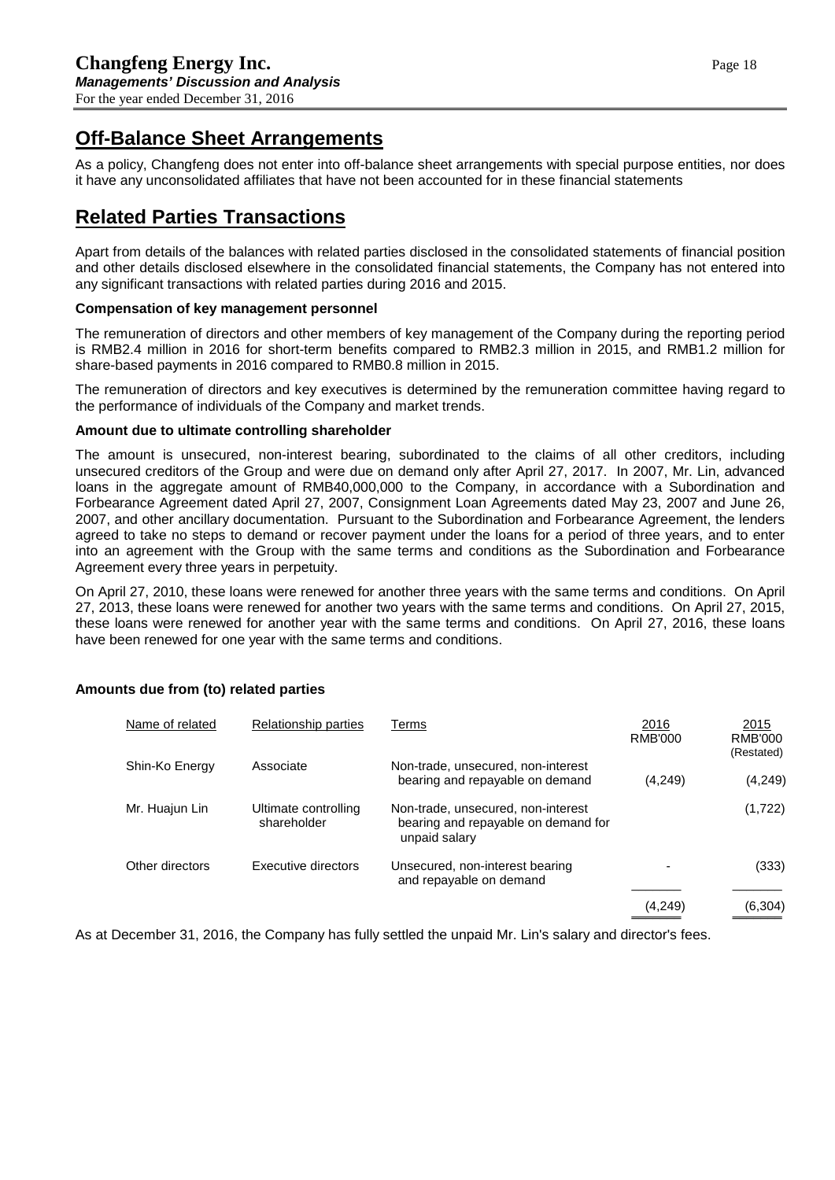## Off-Balance Sheet Arrangements

As a policy, Changfeng does not enter into off-balance sheet arrangements with special purpose entities, nor does it have any unconsolidated affiliates that have not been accounted for in these financial statements

## Related Parties Transactions

Apart from details of the balances with related parties disclosed in the consolidated statements of financial position and other details disclosed elsewhere in the consolidated financial statements, the Company has not entered into any significant transactions with related parties during 2016 and 2015.

**Compensation of key management personnel**

The remuneration of directors and other members of key management of the Company during the reporting period is RMB2.4 million in 2016 for short-term benefits compared to RMB2.3 million in 2015, and RMB1.2 million for share-based payments in 2016 compared to RMB0.8 million in 2015.

The remuneration of directors and key executives is determined by the remuneration committee having regard to the performance of individuals of the Company and market trends.

**Amount due to ultimate controlling shareholder**

The amount is unsecured, non-interest bearing, subordinated to the claims of all other creditors, including unsecured creditors of the Group and were due on demand only after April 27, 2017. In 2007, Mr. Lin, advanced loans in the aggregate amount of RMB40,000,000 to the Company, in accordance with a Subordination and Forbearance Agreement dated April 27, 2007, Consignment Loan Agreements dated May 23, 2007 and June 26, 2007, and other ancillary documentation. Pursuant to the Subordination and Forbearance Agreement, the lenders agreed to take no steps to demand or recover payment under the loans for a period of three years, and to enter into an agreement with the Group with the same terms and conditions as the Subordination and Forbearance Agreement every three years in perpetuity.

On April 27, 2010, these loans were renewed for another three years with the same terms and conditions. On April 27, 2013, these loans were renewed for another two years with the same terms and conditions. On April 27, 2015, these loans were renewed for another year with the same terms and conditions. On April 27, 2016, these loans have been renewed for one year with the same terms and conditions.

**Amounts due from (to) related parties**

| Name of related | Relationship parties | Terms | 2016 RMB'000 | 2015 RMB'000 (Restated) |
|---|---|---|---|---|
| Shin-Ko Energy | Associate | Non-trade, unsecured, non-interest bearing and repayable on demand | (4,249) | (4,249) |
| Mr. Huajun Lin | Ultimate controlling shareholder | Non-trade, unsecured, non-interest bearing and repayable on demand for unpaid salary | | (1,722) |
| Other directors | Executive directors | Unsecured, non-interest bearing and repayable on demand | - | (333) |
| | | | (4,249) | (6,304) |

As at December 31, 2016, the Company has fully settled the unpaid Mr. Lin's salary and director's fees.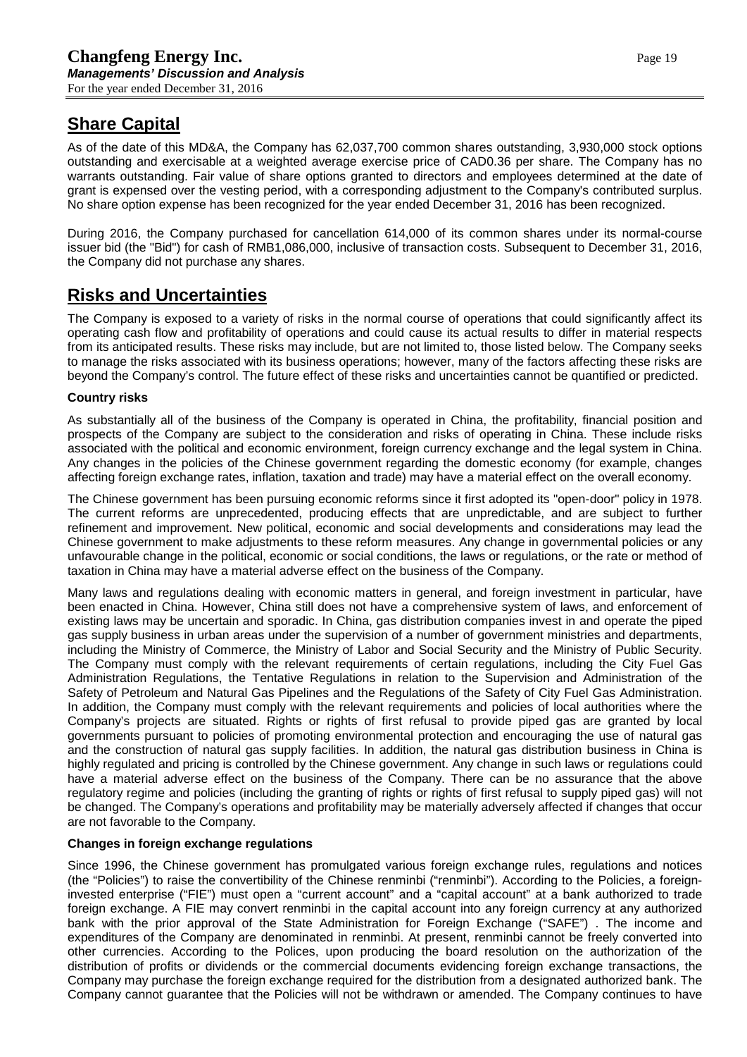## Share Capital

As of the date of this MD&A, the Company has 62,037,700 common shares outstanding, 3,930,000 stock options outstanding and exercisable at a weighted average exercise price of CAD0.36 per share. The Company has no warrants outstanding. Fair value of share options granted to directors and employees determined at the date of grant is expensed over the vesting period, with a corresponding adjustment to the Company's contributed surplus. No share option expense has been recognized for the year ended December 31, 2016 has been recognized.

During 2016, the Company purchased for cancellation 614,000 of its common shares under its normal-course issuer bid (the "Bid") for cash of RMB1,086,000, inclusive of transaction costs. Subsequent to December 31, 2016, the Company did not purchase any shares.

## Risks and Uncertainties

The Company is exposed to a variety of risks in the normal course of operations that could significantly affect its operating cash flow and profitability of operations and could cause its actual results to differ in material respects from its anticipated results. These risks may include, but are not limited to, those listed below. The Company seeks to manage the risks associated with its business operations; however, many of the factors affecting these risks are beyond the Company's control. The future effect of these risks and uncertainties cannot be quantified or predicted.

**Country risks**

As substantially all of the business of the Company is operated in China, the profitability, financial position and prospects of the Company are subject to the consideration and risks of operating in China. These include risks associated with the political and economic environment, foreign currency exchange and the legal system in China. Any changes in the policies of the Chinese government regarding the domestic economy (for example, changes affecting foreign exchange rates, inflation, taxation and trade) may have a material effect on the overall economy.

The Chinese government has been pursuing economic reforms since it first adopted its "open-door" policy in 1978. The current reforms are unprecedented, producing effects that are unpredictable, and are subject to further refinement and improvement. New political, economic and social developments and considerations may lead the Chinese government to make adjustments to these reform measures. Any change in governmental policies or any unfavourable change in the political, economic or social conditions, the laws or regulations, or the rate or method of taxation in China may have a material adverse effect on the business of the Company.

Many laws and regulations dealing with economic matters in general, and foreign investment in particular, have been enacted in China. However, China still does not have a comprehensive system of laws, and enforcement of existing laws may be uncertain and sporadic. In China, gas distribution companies invest in and operate the piped gas supply business in urban areas under the supervision of a number of government ministries and departments, including the Ministry of Commerce, the Ministry of Labor and Social Security and the Ministry of Public Security. The Company must comply with the relevant requirements of certain regulations, including the City Fuel Gas Administration Regulations, the Tentative Regulations in relation to the Supervision and Administration of the Safety of Petroleum and Natural Gas Pipelines and the Regulations of the Safety of City Fuel Gas Administration. In addition, the Company must comply with the relevant requirements and policies of local authorities where the Company's projects are situated. Rights or rights of first refusal to provide piped gas are granted by local governments pursuant to policies of promoting environmental protection and encouraging the use of natural gas and the construction of natural gas supply facilities. In addition, the natural gas distribution business in China is highly regulated and pricing is controlled by the Chinese government. Any change in such laws or regulations could have a material adverse effect on the business of the Company. There can be no assurance that the above regulatory regime and policies (including the granting of rights or rights of first refusal to supply piped gas) will not be changed. The Company's operations and profitability may be materially adversely affected if changes that occur are not favorable to the Company.

**Changes in foreign exchange regulations**

Since 1996, the Chinese government has promulgated various foreign exchange rules, regulations and notices (the "Policies") to raise the convertibility of the Chinese renminbi ("renminbi"). According to the Policies, a foreign-invested enterprise ("FIE") must open a "current account" and a "capital account" at a bank authorized to trade foreign exchange. A FIE may convert renminbi in the capital account into any foreign currency at any authorized bank with the prior approval of the State Administration for Foreign Exchange ("SAFE") . The income and expenditures of the Company are denominated in renminbi. At present, renminbi cannot be freely converted into other currencies. According to the Polices, upon producing the board resolution on the authorization of the distribution of profits or dividends or the commercial documents evidencing foreign exchange transactions, the Company may purchase the foreign exchange required for the distribution from a designated authorized bank. The Company cannot guarantee that the Policies will not be withdrawn or amended. The Company continues to have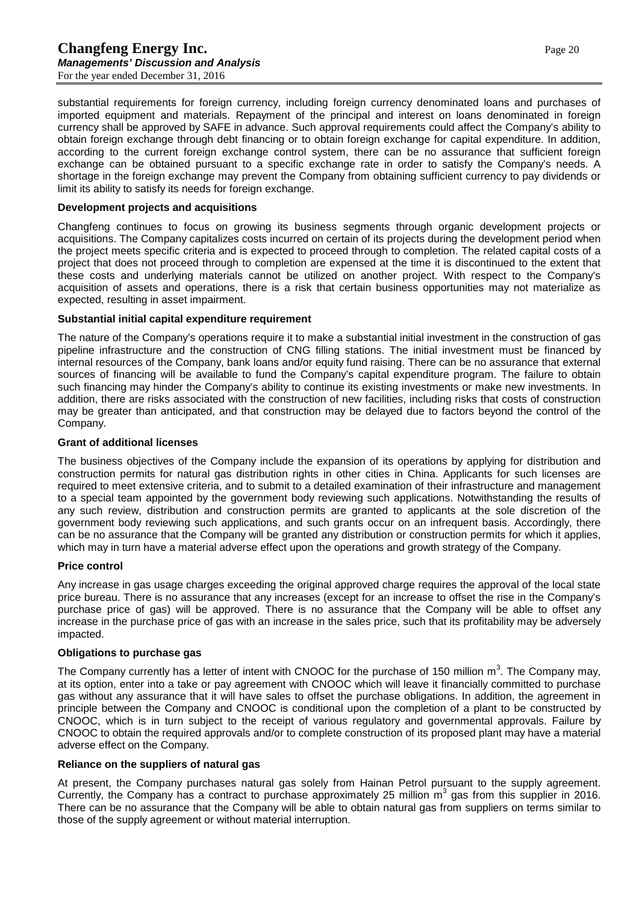substantial requirements for foreign currency, including foreign currency denominated loans and purchases of imported equipment and materials. Repayment of the principal and interest on loans denominated in foreign currency shall be approved by SAFE in advance. Such approval requirements could affect the Company's ability to obtain foreign exchange through debt financing or to obtain foreign exchange for capital expenditure. In addition, according to the current foreign exchange control system, there can be no assurance that sufficient foreign exchange can be obtained pursuant to a specific exchange rate in order to satisfy the Company's needs. A shortage in the foreign exchange may prevent the Company from obtaining sufficient currency to pay dividends or limit its ability to satisfy its needs for foreign exchange.

**Development projects and acquisitions**

Changfeng continues to focus on growing its business segments through organic development projects or acquisitions. The Company capitalizes costs incurred on certain of its projects during the development period when the project meets specific criteria and is expected to proceed through to completion. The related capital costs of a project that does not proceed through to completion are expensed at the time it is discontinued to the extent that these costs and underlying materials cannot be utilized on another project. With respect to the Company's acquisition of assets and operations, there is a risk that certain business opportunities may not materialize as expected, resulting in asset impairment.

**Substantial initial capital expenditure requirement**

The nature of the Company's operations require it to make a substantial initial investment in the construction of gas pipeline infrastructure and the construction of CNG filling stations. The initial investment must be financed by internal resources of the Company, bank loans and/or equity fund raising. There can be no assurance that external sources of financing will be available to fund the Company's capital expenditure program. The failure to obtain such financing may hinder the Company's ability to continue its existing investments or make new investments. In addition, there are risks associated with the construction of new facilities, including risks that costs of construction may be greater than anticipated, and that construction may be delayed due to factors beyond the control of the Company.

**Grant of additional licenses**

The business objectives of the Company include the expansion of its operations by applying for distribution and construction permits for natural gas distribution rights in other cities in China. Applicants for such licenses are required to meet extensive criteria, and to submit to a detailed examination of their infrastructure and management to a special team appointed by the government body reviewing such applications. Notwithstanding the results of any such review, distribution and construction permits are granted to applicants at the sole discretion of the government body reviewing such applications, and such grants occur on an infrequent basis. Accordingly, there can be no assurance that the Company will be granted any distribution or construction permits for which it applies, which may in turn have a material adverse effect upon the operations and growth strategy of the Company.

**Price control**

Any increase in gas usage charges exceeding the original approved charge requires the approval of the local state price bureau. There is no assurance that any increases (except for an increase to offset the rise in the Company's purchase price of gas) will be approved. There is no assurance that the Company will be able to offset any increase in the purchase price of gas with an increase in the sales price, such that its profitability may be adversely impacted.

**Obligations to purchase gas**

The Company currently has a letter of intent with CNOOC for the purchase of 150 million $m^3$. The Company may, at its option, enter into a take or pay agreement with CNOOC which will leave it financially committed to purchase gas without any assurance that it will have sales to offset the purchase obligations. In addition, the agreement in principle between the Company and CNOOC is conditional upon the completion of a plant to be constructed by CNOOC, which is in turn subject to the receipt of various regulatory and governmental approvals. Failure by CNOOC to obtain the required approvals and/or to complete construction of its proposed plant may have a material adverse effect on the Company.

**Reliance on the suppliers of natural gas**

At present, the Company purchases natural gas solely from Hainan Petrol pursuant to the supply agreement. Currently, the Company has a contract to purchase approximately 25 million $m^3$ gas from this supplier in 2016. There can be no assurance that the Company will be able to obtain natural gas from suppliers on terms similar to those of the supply agreement or without material interruption.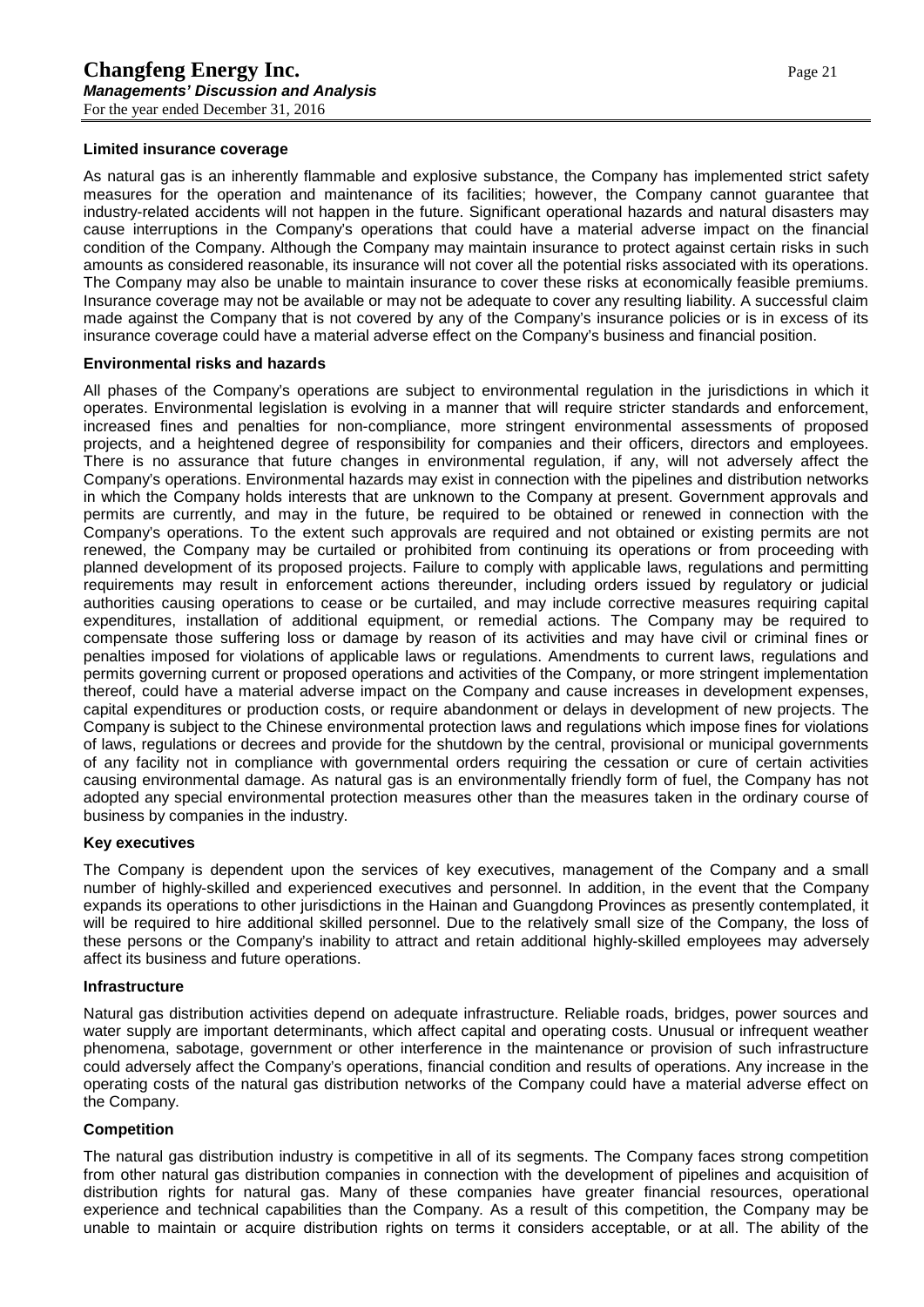#### Limited insurance coverage

As natural gas is an inherently flammable and explosive substance, the Company has implemented strict safety measures for the operation and maintenance of its facilities; however, the Company cannot guarantee that industry-related accidents will not happen in the future. Significant operational hazards and natural disasters may cause interruptions in the Company's operations that could have a material adverse impact on the financial condition of the Company. Although the Company may maintain insurance to protect against certain risks in such amounts as considered reasonable, its insurance will not cover all the potential risks associated with its operations. The Company may also be unable to maintain insurance to cover these risks at economically feasible premiums. Insurance coverage may not be available or may not be adequate to cover any resulting liability. A successful claim made against the Company that is not covered by any of the Company's insurance policies or is in excess of its insurance coverage could have a material adverse effect on the Company's business and financial position.

#### Environmental risks and hazards

All phases of the Company's operations are subject to environmental regulation in the jurisdictions in which it operates. Environmental legislation is evolving in a manner that will require stricter standards and enforcement, increased fines and penalties for non-compliance, more stringent environmental assessments of proposed projects, and a heightened degree of responsibility for companies and their officers, directors and employees. There is no assurance that future changes in environmental regulation, if any, will not adversely affect the Company's operations. Environmental hazards may exist in connection with the pipelines and distribution networks in which the Company holds interests that are unknown to the Company at present. Government approvals and permits are currently, and may in the future, be required to be obtained or renewed in connection with the Company's operations. To the extent such approvals are required and not obtained or existing permits are not renewed, the Company may be curtailed or prohibited from continuing its operations or from proceeding with planned development of its proposed projects. Failure to comply with applicable laws, regulations and permitting requirements may result in enforcement actions thereunder, including orders issued by regulatory or judicial authorities causing operations to cease or be curtailed, and may include corrective measures requiring capital expenditures, installation of additional equipment, or remedial actions. The Company may be required to compensate those suffering loss or damage by reason of its activities and may have civil or criminal fines or penalties imposed for violations of applicable laws or regulations. Amendments to current laws, regulations and permits governing current or proposed operations and activities of the Company, or more stringent implementation thereof, could have a material adverse impact on the Company and cause increases in development expenses, capital expenditures or production costs, or require abandonment or delays in development of new projects. The Company is subject to the Chinese environmental protection laws and regulations which impose fines for violations of laws, regulations or decrees and provide for the shutdown by the central, provisional or municipal governments of any facility not in compliance with governmental orders requiring the cessation or cure of certain activities causing environmental damage. As natural gas is an environmentally friendly form of fuel, the Company has not adopted any special environmental protection measures other than the measures taken in the ordinary course of business by companies in the industry.

#### Key executives

The Company is dependent upon the services of key executives, management of the Company and a small number of highly-skilled and experienced executives and personnel. In addition, in the event that the Company expands its operations to other jurisdictions in the Hainan and Guangdong Provinces as presently contemplated, it will be required to hire additional skilled personnel. Due to the relatively small size of the Company, the loss of these persons or the Company's inability to attract and retain additional highly-skilled employees may adversely affect its business and future operations.

#### Infrastructure

Natural gas distribution activities depend on adequate infrastructure. Reliable roads, bridges, power sources and water supply are important determinants, which affect capital and operating costs. Unusual or infrequent weather phenomena, sabotage, government or other interference in the maintenance or provision of such infrastructure could adversely affect the Company's operations, financial condition and results of operations. Any increase in the operating costs of the natural gas distribution networks of the Company could have a material adverse effect on the Company.

#### Competition

The natural gas distribution industry is competitive in all of its segments. The Company faces strong competition from other natural gas distribution companies in connection with the development of pipelines and acquisition of distribution rights for natural gas. Many of these companies have greater financial resources, operational experience and technical capabilities than the Company. As a result of this competition, the Company may be unable to maintain or acquire distribution rights on terms it considers acceptable, or at all. The ability of the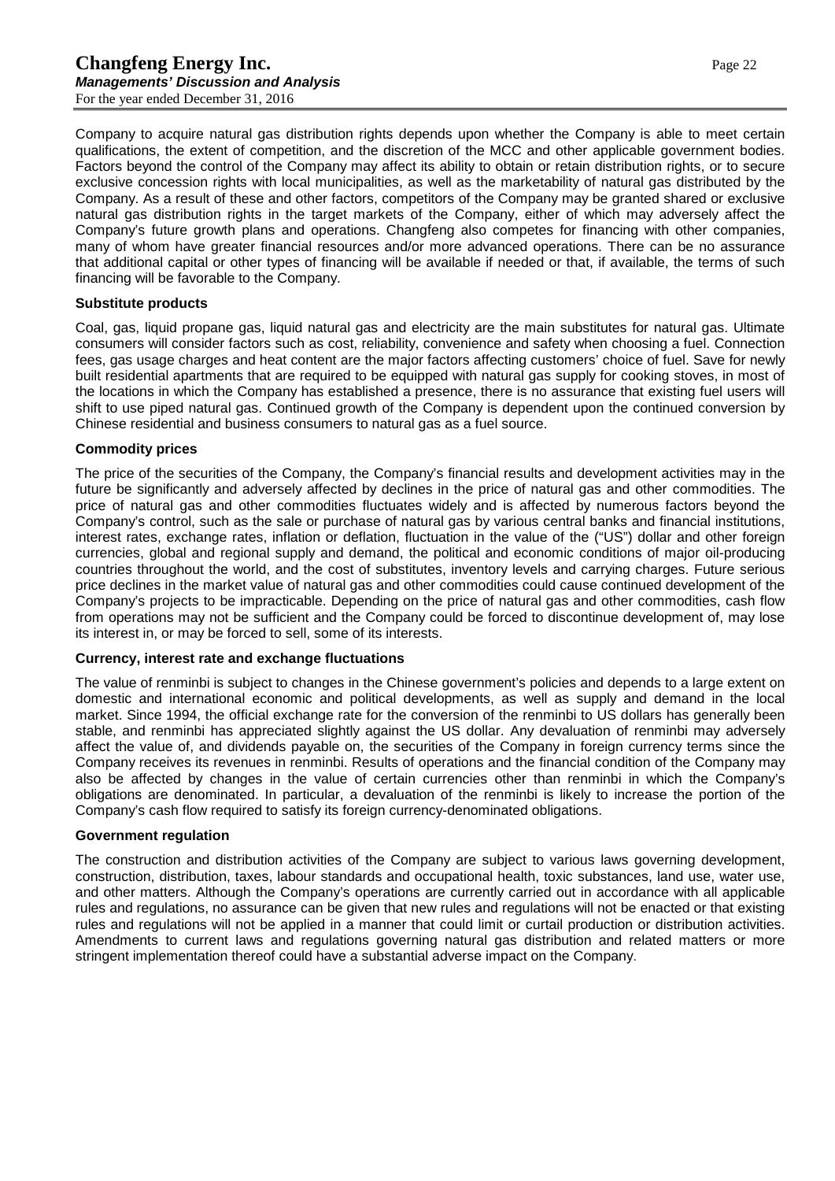Company to acquire natural gas distribution rights depends upon whether the Company is able to meet certain qualifications, the extent of competition, and the discretion of the MCC and other applicable government bodies. Factors beyond the control of the Company may affect its ability to obtain or retain distribution rights, or to secure exclusive concession rights with local municipalities, as well as the marketability of natural gas distributed by the Company. As a result of these and other factors, competitors of the Company may be granted shared or exclusive natural gas distribution rights in the target markets of the Company, either of which may adversely affect the Company's future growth plans and operations. Changfeng also competes for financing with other companies, many of whom have greater financial resources and/or more advanced operations. There can be no assurance that additional capital or other types of financing will be available if needed or that, if available, the terms of such financing will be favorable to the Company.

**Substitute products**

Coal, gas, liquid propane gas, liquid natural gas and electricity are the main substitutes for natural gas. Ultimate consumers will consider factors such as cost, reliability, convenience and safety when choosing a fuel. Connection fees, gas usage charges and heat content are the major factors affecting customers' choice of fuel. Save for newly built residential apartments that are required to be equipped with natural gas supply for cooking stoves, in most of the locations in which the Company has established a presence, there is no assurance that existing fuel users will shift to use piped natural gas. Continued growth of the Company is dependent upon the continued conversion by Chinese residential and business consumers to natural gas as a fuel source.

**Commodity prices**

The price of the securities of the Company, the Company's financial results and development activities may in the future be significantly and adversely affected by declines in the price of natural gas and other commodities. The price of natural gas and other commodities fluctuates widely and is affected by numerous factors beyond the Company's control, such as the sale or purchase of natural gas by various central banks and financial institutions, interest rates, exchange rates, inflation or deflation, fluctuation in the value of the ("US") dollar and other foreign currencies, global and regional supply and demand, the political and economic conditions of major oil-producing countries throughout the world, and the cost of substitutes, inventory levels and carrying charges. Future serious price declines in the market value of natural gas and other commodities could cause continued development of the Company's projects to be impracticable. Depending on the price of natural gas and other commodities, cash flow from operations may not be sufficient and the Company could be forced to discontinue development of, may lose its interest in, or may be forced to sell, some of its interests.

**Currency, interest rate and exchange fluctuations**

The value of renminbi is subject to changes in the Chinese government's policies and depends to a large extent on domestic and international economic and political developments, as well as supply and demand in the local market. Since 1994, the official exchange rate for the conversion of the renminbi to US dollars has generally been stable, and renminbi has appreciated slightly against the US dollar. Any devaluation of renminbi may adversely affect the value of, and dividends payable on, the securities of the Company in foreign currency terms since the Company receives its revenues in renminbi. Results of operations and the financial condition of the Company may also be affected by changes in the value of certain currencies other than renminbi in which the Company's obligations are denominated. In particular, a devaluation of the renminbi is likely to increase the portion of the Company's cash flow required to satisfy its foreign currency-denominated obligations.

**Government regulation**

The construction and distribution activities of the Company are subject to various laws governing development, construction, distribution, taxes, labour standards and occupational health, toxic substances, land use, water use, and other matters. Although the Company's operations are currently carried out in accordance with all applicable rules and regulations, no assurance can be given that new rules and regulations will not be enacted or that existing rules and regulations will not be applied in a manner that could limit or curtail production or distribution activities. Amendments to current laws and regulations governing natural gas distribution and related matters or more stringent implementation thereof could have a substantial adverse impact on the Company.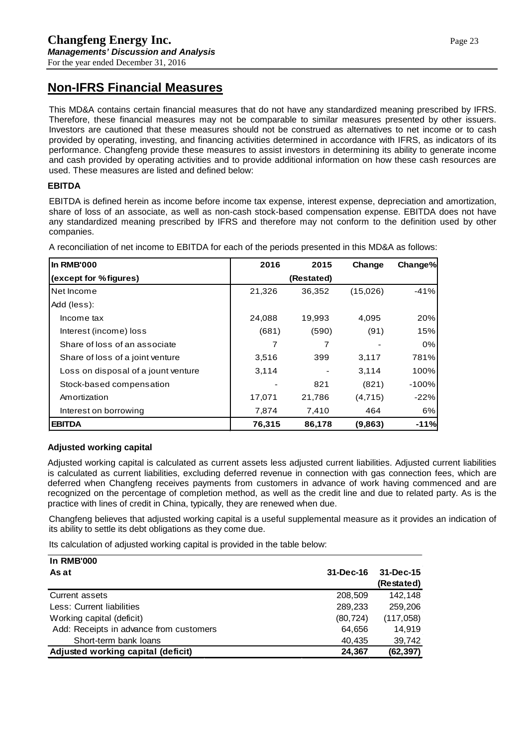## Non-IFRS Financial Measures

This MD&A contains certain financial measures that do not have any standardized meaning prescribed by IFRS. Therefore, these financial measures may not be comparable to similar measures presented by other issuers. Investors are cautioned that these measures should not be construed as alternatives to net income or to cash provided by operating, investing, and financing activities determined in accordance with IFRS, as indicators of its performance. Changfeng provide these measures to assist investors in determining its ability to generate income and cash provided by operating activities and to provide additional information on how these cash resources are used. These measures are listed and defined below:

### EBITDA

EBITDA is defined herein as income before income tax expense, interest expense, depreciation and amortization, share of loss of an associate, as well as non-cash stock-based compensation expense. EBITDA does not have any standardized meaning prescribed by IFRS and therefore may not conform to the definition used by other companies.

A reconciliation of net income to EBITDA for each of the periods presented in this MD&A as follows:

| In RMB'000 (except for % figures) | 2016 | 2015 (Restated) | Change | Change% |
|---|---|---|---|---|
| Net Income | 21,326 | 36,352 | (15,026) | -41% |
| Add (less): | | | | |
| Income tax | 24,088 | 19,993 | 4,095 | 20% |
| Interest (income) loss | (681) | (590) | (91) | 15% |
| Share of loss of an associate | 7 | 7 | - | 0% |
| Share of loss of a joint venture | 3,516 | 399 | 3,117 | 781% |
| Loss on disposal of a jount venture | 3,114 | - | 3,114 | 100% |
| Stock-based compensation | - | 821 | (821) | -100% |
| Amortization | 17,071 | 21,786 | (4,715) | -22% |
| Interest on borrowing | 7,874 | 7,410 | 464 | 6% |
| **EBITDA** | **76,315** | **86,178** | **(9,863)** | **-11%** |

### Adjusted working capital

Adjusted working capital is calculated as current assets less adjusted current liabilities. Adjusted current liabilities is calculated as current liabilities, excluding deferred revenue in connection with gas connection fees, which are deferred when Changfeng receives payments from customers in advance of work having commenced and are recognized on the percentage of completion method, as well as the credit line and due to related party. As is the practice with lines of credit in China, typically, they are renewed when due.

Changfeng believes that adjusted working capital is a useful supplemental measure as it provides an indication of its ability to settle its debt obligations as they come due.

Its calculation of adjusted working capital is provided in the table below:

| In RMB'000 As at | 31-Dec-16 | 31-Dec-15 (Restated) |
|---|---|---|
| Current assets | 208,509 | 142,148 |
| Less: Current liabilities | 289,233 | 259,206 |
| Working capital (deficit) | (80,724) | (117,058) |
| Add: Receipts in advance from customers | 64,656 | 14,919 |
| Short-term bank loans | 40,435 | 39,742 |
| **Adjusted working capital (deficit)** | **24,367** | **(62,397)** |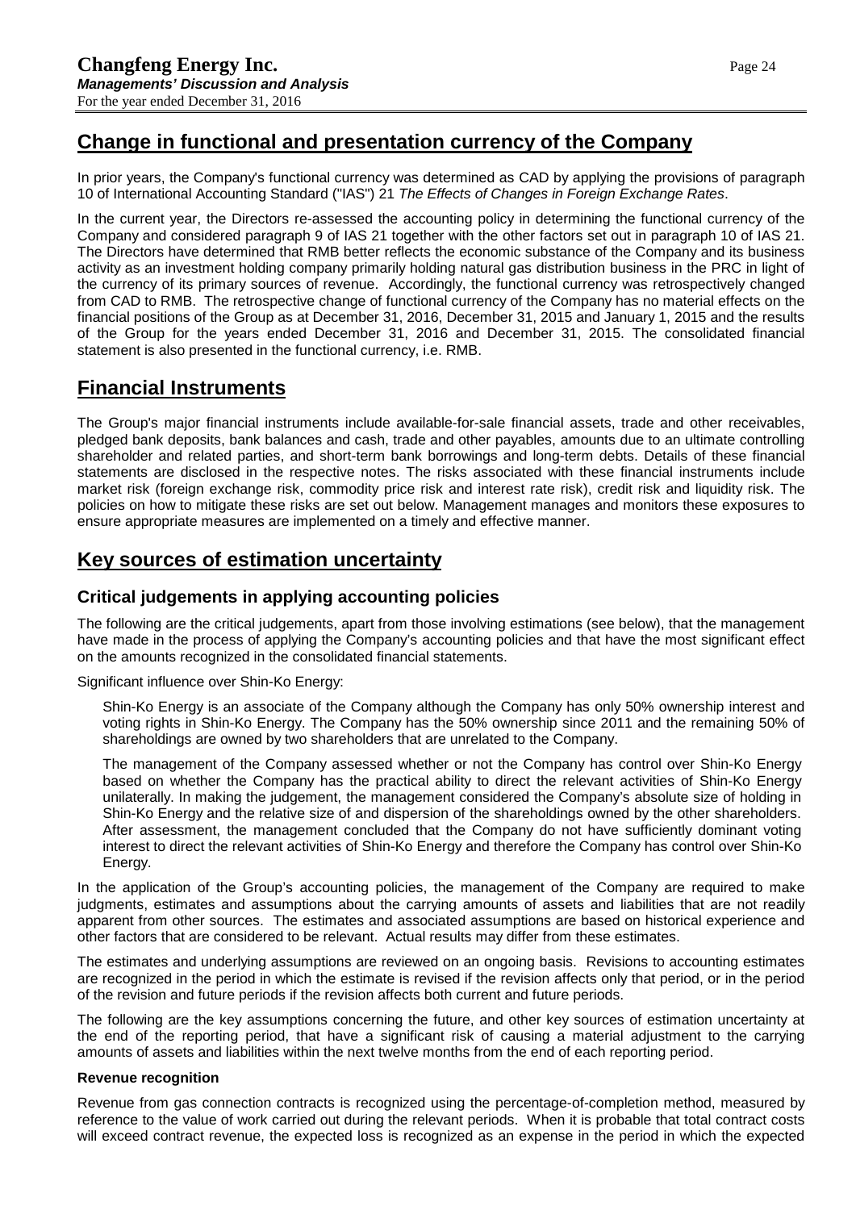## Change in functional and presentation currency of the Company

In prior years, the Company's functional currency was determined as CAD by applying the provisions of paragraph 10 of International Accounting Standard ("IAS") 21 *The Effects of Changes in Foreign Exchange Rates*.

In the current year, the Directors re-assessed the accounting policy in determining the functional currency of the Company and considered paragraph 9 of IAS 21 together with the other factors set out in paragraph 10 of IAS 21. The Directors have determined that RMB better reflects the economic substance of the Company and its business activity as an investment holding company primarily holding natural gas distribution business in the PRC in light of the currency of its primary sources of revenue. Accordingly, the functional currency was retrospectively changed from CAD to RMB. The retrospective change of functional currency of the Company has no material effects on the financial positions of the Group as at December 31, 2016, December 31, 2015 and January 1, 2015 and the results of the Group for the years ended December 31, 2016 and December 31, 2015. The consolidated financial statement is also presented in the functional currency, i.e. RMB.

## Financial Instruments

The Group's major financial instruments include available-for-sale financial assets, trade and other receivables, pledged bank deposits, bank balances and cash, trade and other payables, amounts due to an ultimate controlling shareholder and related parties, and short-term bank borrowings and long-term debts. Details of these financial statements are disclosed in the respective notes. The risks associated with these financial instruments include market risk (foreign exchange risk, commodity price risk and interest rate risk), credit risk and liquidity risk. The policies on how to mitigate these risks are set out below. Management manages and monitors these exposures to ensure appropriate measures are implemented on a timely and effective manner.

## Key sources of estimation uncertainty

### Critical judgements in applying accounting policies

The following are the critical judgements, apart from those involving estimations (see below), that the management have made in the process of applying the Company's accounting policies and that have the most significant effect on the amounts recognized in the consolidated financial statements.

Significant influence over Shin-Ko Energy:

> Shin-Ko Energy is an associate of the Company although the Company has only 50% ownership interest and voting rights in Shin-Ko Energy. The Company has the 50% ownership since 2011 and the remaining 50% of shareholdings are owned by two shareholders that are unrelated to the Company.
>
> The management of the Company assessed whether or not the Company has control over Shin-Ko Energy based on whether the Company has the practical ability to direct the relevant activities of Shin-Ko Energy unilaterally. In making the judgement, the management considered the Company's absolute size of holding in Shin-Ko Energy and the relative size of and dispersion of the shareholdings owned by the other shareholders. After assessment, the management concluded that the Company do not have sufficiently dominant voting interest to direct the relevant activities of Shin-Ko Energy and therefore the Company has control over Shin-Ko Energy.

In the application of the Group's accounting policies, the management of the Company are required to make judgments, estimates and assumptions about the carrying amounts of assets and liabilities that are not readily apparent from other sources. The estimates and associated assumptions are based on historical experience and other factors that are considered to be relevant. Actual results may differ from these estimates.

The estimates and underlying assumptions are reviewed on an ongoing basis. Revisions to accounting estimates are recognized in the period in which the estimate is revised if the revision affects only that period, or in the period of the revision and future periods if the revision affects both current and future periods.

The following are the key assumptions concerning the future, and other key sources of estimation uncertainty at the end of the reporting period, that have a significant risk of causing a material adjustment to the carrying amounts of assets and liabilities within the next twelve months from the end of each reporting period.

**Revenue recognition**

Revenue from gas connection contracts is recognized using the percentage-of-completion method, measured by reference to the value of work carried out during the relevant periods. When it is probable that total contract costs will exceed contract revenue, the expected loss is recognized as an expense in the period in which the expected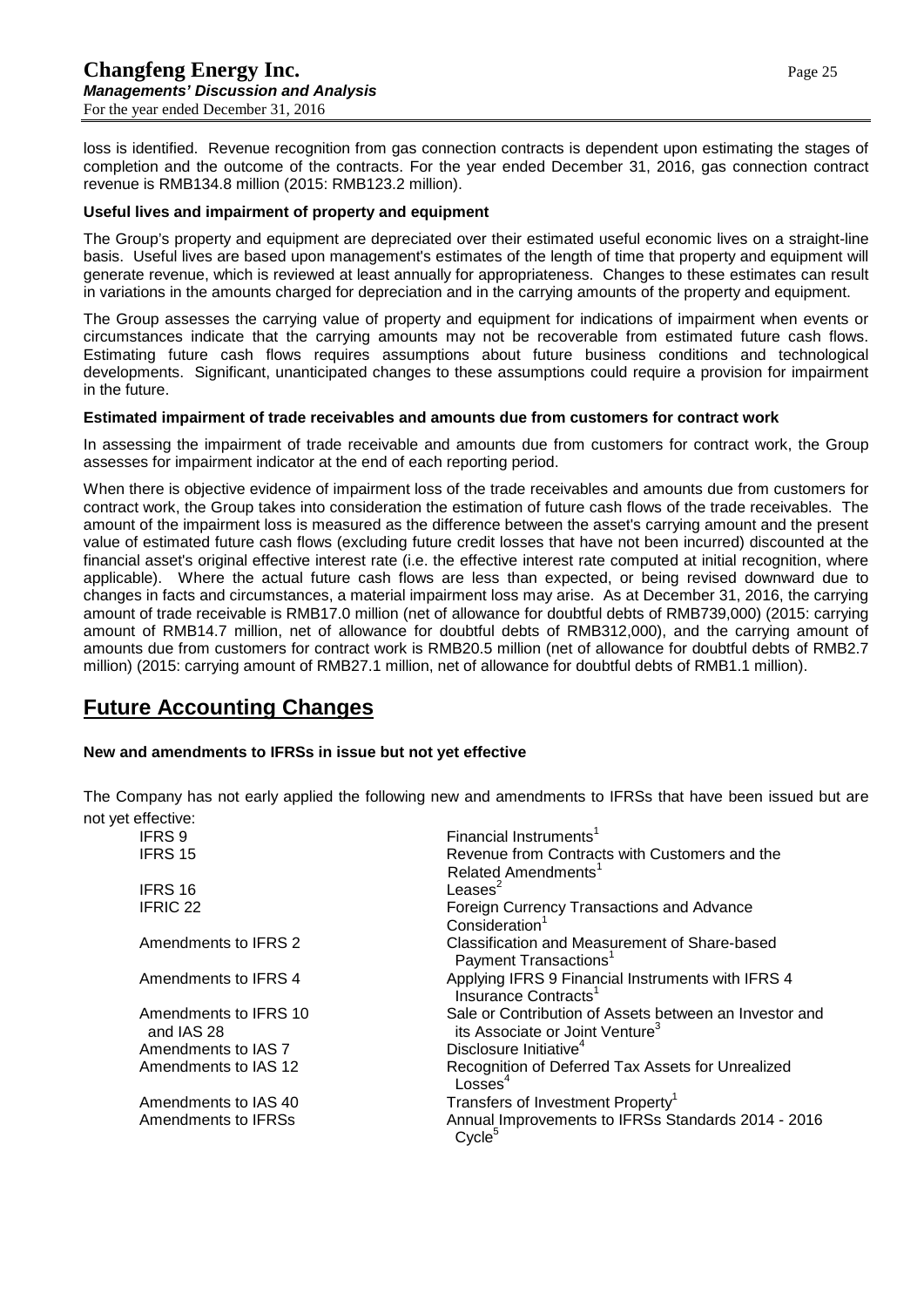loss is identified. Revenue recognition from gas connection contracts is dependent upon estimating the stages of completion and the outcome of the contracts. For the year ended December 31, 2016, gas connection contract revenue is RMB134.8 million (2015: RMB123.2 million).

**Useful lives and impairment of property and equipment**

The Group's property and equipment are depreciated over their estimated useful economic lives on a straight-line basis. Useful lives are based upon management's estimates of the length of time that property and equipment will generate revenue, which is reviewed at least annually for appropriateness. Changes to these estimates can result in variations in the amounts charged for depreciation and in the carrying amounts of the property and equipment.

The Group assesses the carrying value of property and equipment for indications of impairment when events or circumstances indicate that the carrying amounts may not be recoverable from estimated future cash flows. Estimating future cash flows requires assumptions about future business conditions and technological developments. Significant, unanticipated changes to these assumptions could require a provision for impairment in the future.

**Estimated impairment of trade receivables and amounts due from customers for contract work**

In assessing the impairment of trade receivable and amounts due from customers for contract work, the Group assesses for impairment indicator at the end of each reporting period.

When there is objective evidence of impairment loss of the trade receivables and amounts due from customers for contract work, the Group takes into consideration the estimation of future cash flows of the trade receivables. The amount of the impairment loss is measured as the difference between the asset's carrying amount and the present value of estimated future cash flows (excluding future credit losses that have not been incurred) discounted at the financial asset's original effective interest rate (i.e. the effective interest rate computed at initial recognition, where applicable). Where the actual future cash flows are less than expected, or being revised downward due to changes in facts and circumstances, a material impairment loss may arise. As at December 31, 2016, the carrying amount of trade receivable is RMB17.0 million (net of allowance for doubtful debts of RMB739,000) (2015: carrying amount of RMB14.7 million, net of allowance for doubtful debts of RMB312,000), and the carrying amount of amounts due from customers for contract work is RMB20.5 million (net of allowance for doubtful debts of RMB2.7 million) (2015: carrying amount of RMB27.1 million, net of allowance for doubtful debts of RMB1.1 million).

## Future Accounting Changes

**New and amendments to IFRSs in issue but not yet effective**

The Company has not early applied the following new and amendments to IFRSs that have been issued but are not yet effective:

| | |
|---|---|
| IFRS 9 | Financial Instruments[1] |
| IFRS 15 | Revenue from Contracts with Customers and the Related Amendments[1] |
| IFRS 16 | Leases[2] |
| IFRIC 22 | Foreign Currency Transactions and Advance Consideration[1] |
| Amendments to IFRS 2 | Classification and Measurement of Share-based Payment Transactions[1] |
| Amendments to IFRS 4 | Applying IFRS 9 Financial Instruments with IFRS 4 Insurance Contracts[1] |
| Amendments to IFRS 10 and IAS 28 | Sale or Contribution of Assets between an Investor and its Associate or Joint Venture[3] |
| Amendments to IAS 7 | Disclosure Initiative[4] |
| Amendments to IAS 12 | Recognition of Deferred Tax Assets for Unrealized Losses[4] |
| Amendments to IAS 40 | Transfers of Investment Property[1] |
| Amendments to IFRSs | Annual Improvements to IFRSs Standards 2014 - 2016 Cycle[5] |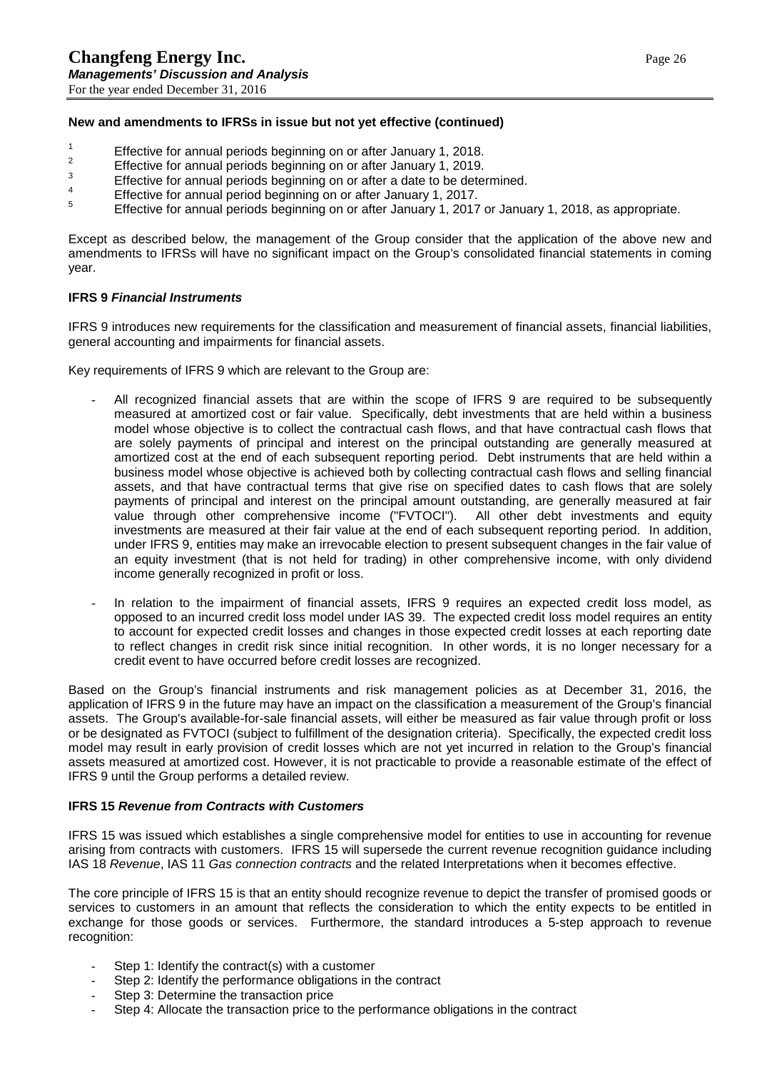### New and amendments to IFRSs in issue but not yet effective (continued)

[1] Effective for annual periods beginning on or after January 1, 2018.
[2] Effective for annual periods beginning on or after January 1, 2019.
[3] Effective for annual periods beginning on or after a date to be determined.
[4] Effective for annual period beginning on or after January 1, 2017.
[5] Effective for annual periods beginning on or after January 1, 2017 or January 1, 2018, as appropriate.

Except as described below, the management of the Group consider that the application of the above new and amendments to IFRSs will have no significant impact on the Group's consolidated financial statements in coming year.

### IFRS 9 *Financial Instruments*

IFRS 9 introduces new requirements for the classification and measurement of financial assets, financial liabilities, general accounting and impairments for financial assets.

Key requirements of IFRS 9 which are relevant to the Group are:

- All recognized financial assets that are within the scope of IFRS 9 are required to be subsequently measured at amortized cost or fair value. Specifically, debt investments that are held within a business model whose objective is to collect the contractual cash flows, and that have contractual cash flows that are solely payments of principal and interest on the principal outstanding are generally measured at amortized cost at the end of each subsequent reporting period. Debt instruments that are held within a business model whose objective is achieved both by collecting contractual cash flows and selling financial assets, and that have contractual terms that give rise on specified dates to cash flows that are solely payments of principal and interest on the principal amount outstanding, are generally measured at fair value through other comprehensive income ("FVTOCI"). All other debt investments and equity investments are measured at their fair value at the end of each subsequent reporting period. In addition, under IFRS 9, entities may make an irrevocable election to present subsequent changes in the fair value of an equity investment (that is not held for trading) in other comprehensive income, with only dividend income generally recognized in profit or loss.

- In relation to the impairment of financial assets, IFRS 9 requires an expected credit loss model, as opposed to an incurred credit loss model under IAS 39. The expected credit loss model requires an entity to account for expected credit losses and changes in those expected credit losses at each reporting date to reflect changes in credit risk since initial recognition. In other words, it is no longer necessary for a credit event to have occurred before credit losses are recognized.

Based on the Group's financial instruments and risk management policies as at December 31, 2016, the application of IFRS 9 in the future may have an impact on the classification a measurement of the Group's financial assets. The Group's available-for-sale financial assets, will either be measured as fair value through profit or loss or be designated as FVTOCI (subject to fulfillment of the designation criteria). Specifically, the expected credit loss model may result in early provision of credit losses which are not yet incurred in relation to the Group's financial assets measured at amortized cost. However, it is not practicable to provide a reasonable estimate of the effect of IFRS 9 until the Group performs a detailed review.

### IFRS 15 *Revenue from Contracts with Customers*

IFRS 15 was issued which establishes a single comprehensive model for entities to use in accounting for revenue arising from contracts with customers. IFRS 15 will supersede the current revenue recognition guidance including IAS 18 *Revenue*, IAS 11 *Gas connection contracts* and the related Interpretations when it becomes effective.

The core principle of IFRS 15 is that an entity should recognize revenue to depict the transfer of promised goods or services to customers in an amount that reflects the consideration to which the entity expects to be entitled in exchange for those goods or services. Furthermore, the standard introduces a 5-step approach to revenue recognition:

- Step 1: Identify the contract(s) with a customer
- Step 2: Identify the performance obligations in the contract
- Step 3: Determine the transaction price
- Step 4: Allocate the transaction price to the performance obligations in the contract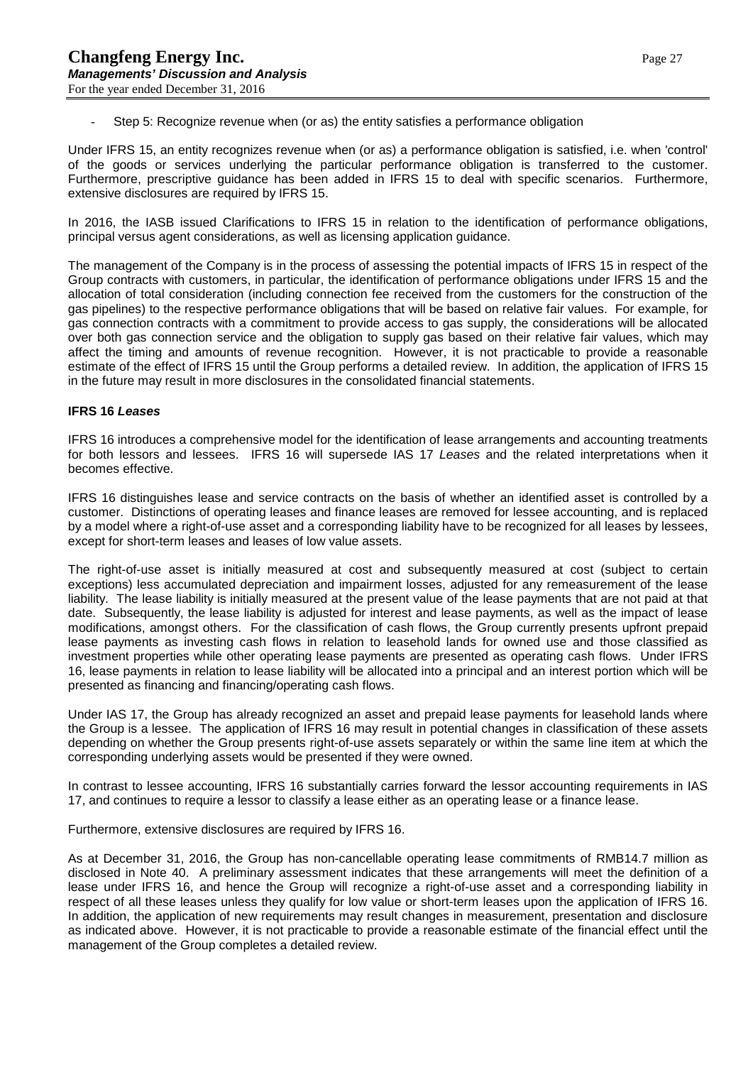- Step 5: Recognize revenue when (or as) the entity satisfies a performance obligation

Under IFRS 15, an entity recognizes revenue when (or as) a performance obligation is satisfied, i.e. when 'control' of the goods or services underlying the particular performance obligation is transferred to the customer. Furthermore, prescriptive guidance has been added in IFRS 15 to deal with specific scenarios. Furthermore, extensive disclosures are required by IFRS 15.

In 2016, the IASB issued Clarifications to IFRS 15 in relation to the identification of performance obligations, principal versus agent considerations, as well as licensing application guidance.

The management of the Company is in the process of assessing the potential impacts of IFRS 15 in respect of the Group contracts with customers, in particular, the identification of performance obligations under IFRS 15 and the allocation of total consideration (including connection fee received from the customers for the construction of the gas pipelines) to the respective performance obligations that will be based on relative fair values. For example, for gas connection contracts with a commitment to provide access to gas supply, the considerations will be allocated over both gas connection service and the obligation to supply gas based on their relative fair values, which may affect the timing and amounts of revenue recognition. However, it is not practicable to provide a reasonable estimate of the effect of IFRS 15 until the Group performs a detailed review. In addition, the application of IFRS 15 in the future may result in more disclosures in the consolidated financial statements.

**IFRS 16 *Leases***

IFRS 16 introduces a comprehensive model for the identification of lease arrangements and accounting treatments for both lessors and lessees. IFRS 16 will supersede IAS 17 *Leases* and the related interpretations when it becomes effective.

IFRS 16 distinguishes lease and service contracts on the basis of whether an identified asset is controlled by a customer. Distinctions of operating leases and finance leases are removed for lessee accounting, and is replaced by a model where a right-of-use asset and a corresponding liability have to be recognized for all leases by lessees, except for short-term leases and leases of low value assets.

The right-of-use asset is initially measured at cost and subsequently measured at cost (subject to certain exceptions) less accumulated depreciation and impairment losses, adjusted for any remeasurement of the lease liability. The lease liability is initially measured at the present value of the lease payments that are not paid at that date. Subsequently, the lease liability is adjusted for interest and lease payments, as well as the impact of lease modifications, amongst others. For the classification of cash flows, the Group currently presents upfront prepaid lease payments as investing cash flows in relation to leasehold lands for owned use and those classified as investment properties while other operating lease payments are presented as operating cash flows. Under IFRS 16, lease payments in relation to lease liability will be allocated into a principal and an interest portion which will be presented as financing and financing/operating cash flows.

Under IAS 17, the Group has already recognized an asset and prepaid lease payments for leasehold lands where the Group is a lessee. The application of IFRS 16 may result in potential changes in classification of these assets depending on whether the Group presents right-of-use assets separately or within the same line item at which the corresponding underlying assets would be presented if they were owned.

In contrast to lessee accounting, IFRS 16 substantially carries forward the lessor accounting requirements in IAS 17, and continues to require a lessor to classify a lease either as an operating lease or a finance lease.

Furthermore, extensive disclosures are required by IFRS 16.

As at December 31, 2016, the Group has non-cancellable operating lease commitments of RMB14.7 million as disclosed in Note 40. A preliminary assessment indicates that these arrangements will meet the definition of a lease under IFRS 16, and hence the Group will recognize a right-of-use asset and a corresponding liability in respect of all these leases unless they qualify for low value or short-term leases upon the application of IFRS 16. In addition, the application of new requirements may result changes in measurement, presentation and disclosure as indicated above. However, it is not practicable to provide a reasonable estimate of the financial effect until the management of the Group completes a detailed review.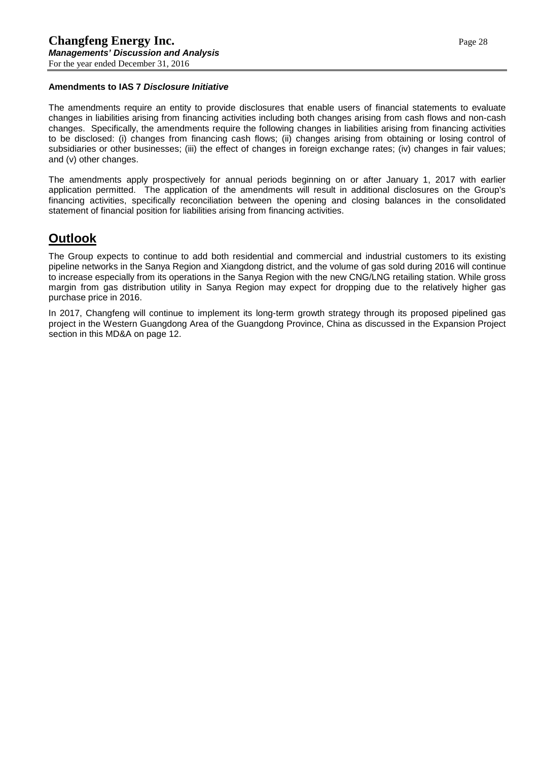**Amendments to IAS 7 *Disclosure Initiative***

The amendments require an entity to provide disclosures that enable users of financial statements to evaluate changes in liabilities arising from financing activities including both changes arising from cash flows and non-cash changes. Specifically, the amendments require the following changes in liabilities arising from financing activities to be disclosed: (i) changes from financing cash flows; (ii) changes arising from obtaining or losing control of subsidiaries or other businesses; (iii) the effect of changes in foreign exchange rates; (iv) changes in fair values; and (v) other changes.

The amendments apply prospectively for annual periods beginning on or after January 1, 2017 with earlier application permitted. The application of the amendments will result in additional disclosures on the Group's financing activities, specifically reconciliation between the opening and closing balances in the consolidated statement of financial position for liabilities arising from financing activities.

## Outlook

The Group expects to continue to add both residential and commercial and industrial customers to its existing pipeline networks in the Sanya Region and Xiangdong district, and the volume of gas sold during 2016 will continue to increase especially from its operations in the Sanya Region with the new CNG/LNG retailing station. While gross margin from gas distribution utility in Sanya Region may expect for dropping due to the relatively higher gas purchase price in 2016.

In 2017, Changfeng will continue to implement its long-term growth strategy through its proposed pipelined gas project in the Western Guangdong Area of the Guangdong Province, China as discussed in the Expansion Project section in this MD&A on page 12.